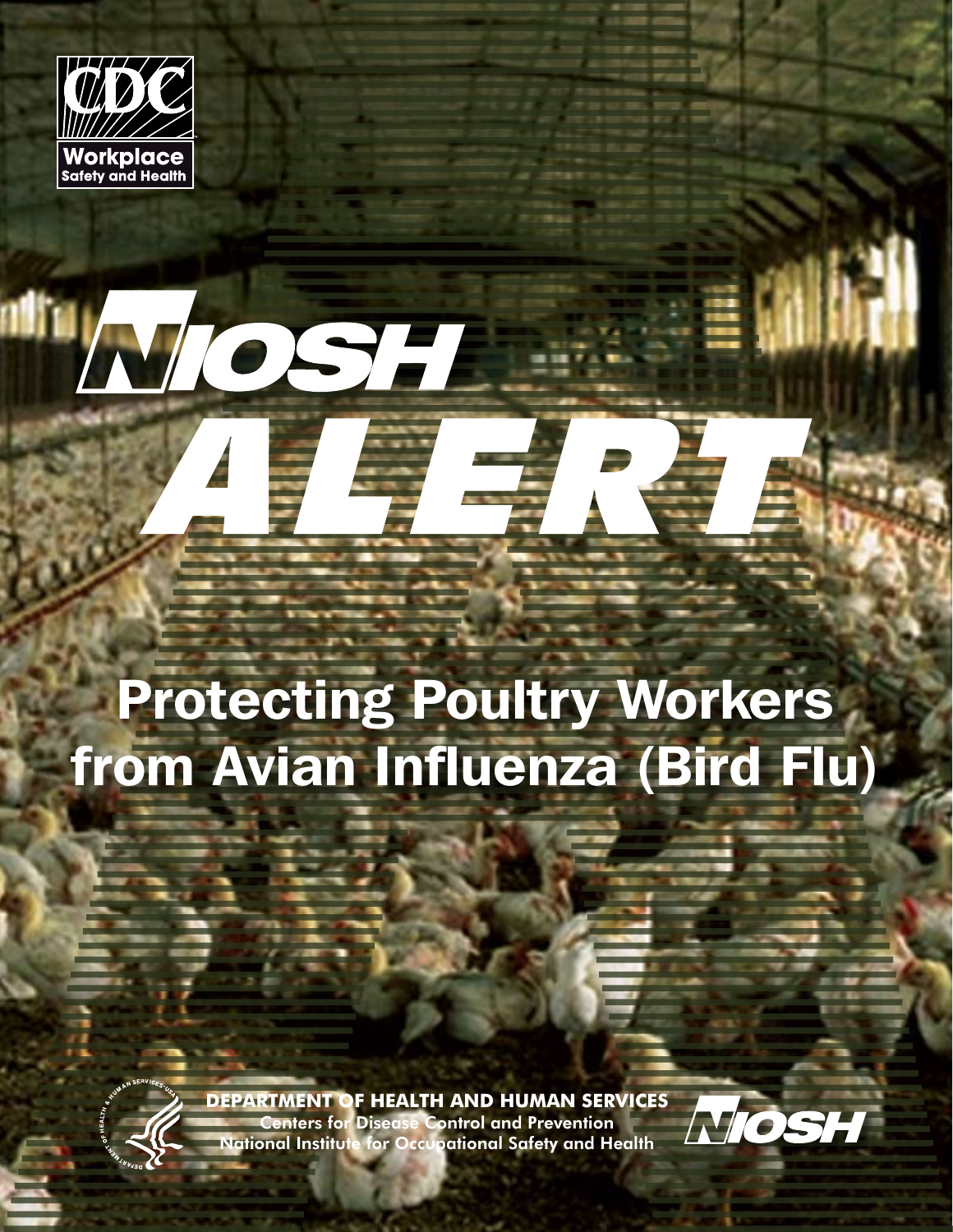CDC

Workplace Safety and Health

# NIOSH ALERT

# Protecting Poultry Workers from Avian Influenza (Bird Flu)

**DEPARTMENT OF HEALTH AND HUMAN SERVICES**
Centers for Disease Control and Prevention
National Institute for Occupational Safety and Health

NIOSH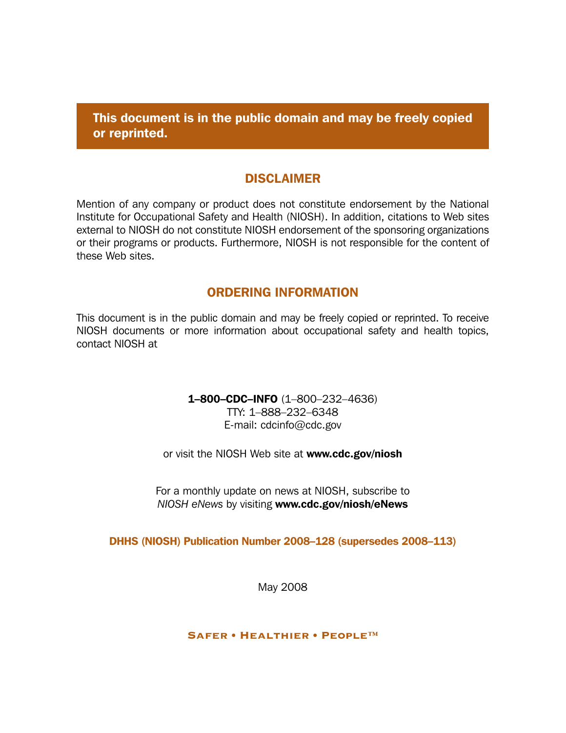**This document is in the public domain and may be freely copied or reprinted.**

## DISCLAIMER

Mention of any company or product does not constitute endorsement by the National Institute for Occupational Safety and Health (NIOSH). In addition, citations to Web sites external to NIOSH do not constitute NIOSH endorsement of the sponsoring organizations or their programs or products. Furthermore, NIOSH is not responsible for the content of these Web sites.

## ORDERING INFORMATION

This document is in the public domain and may be freely copied or reprinted. To receive NIOSH documents or more information about occupational safety and health topics, contact NIOSH at

**1–800–CDC–INFO** (1–800–232–4636)
TTY: 1–888–232–6348
E-mail: cdcinfo@cdc.gov

or visit the NIOSH Web site at **www.cdc.gov/niosh**

For a monthly update on news at NIOSH, subscribe to *NIOSH eNews* by visiting **www.cdc.gov/niosh/eNews**

**DHHS (NIOSH) Publication Number 2008–128 (supersedes 2008–113)**

May 2008

**Safer • Healthier • People™**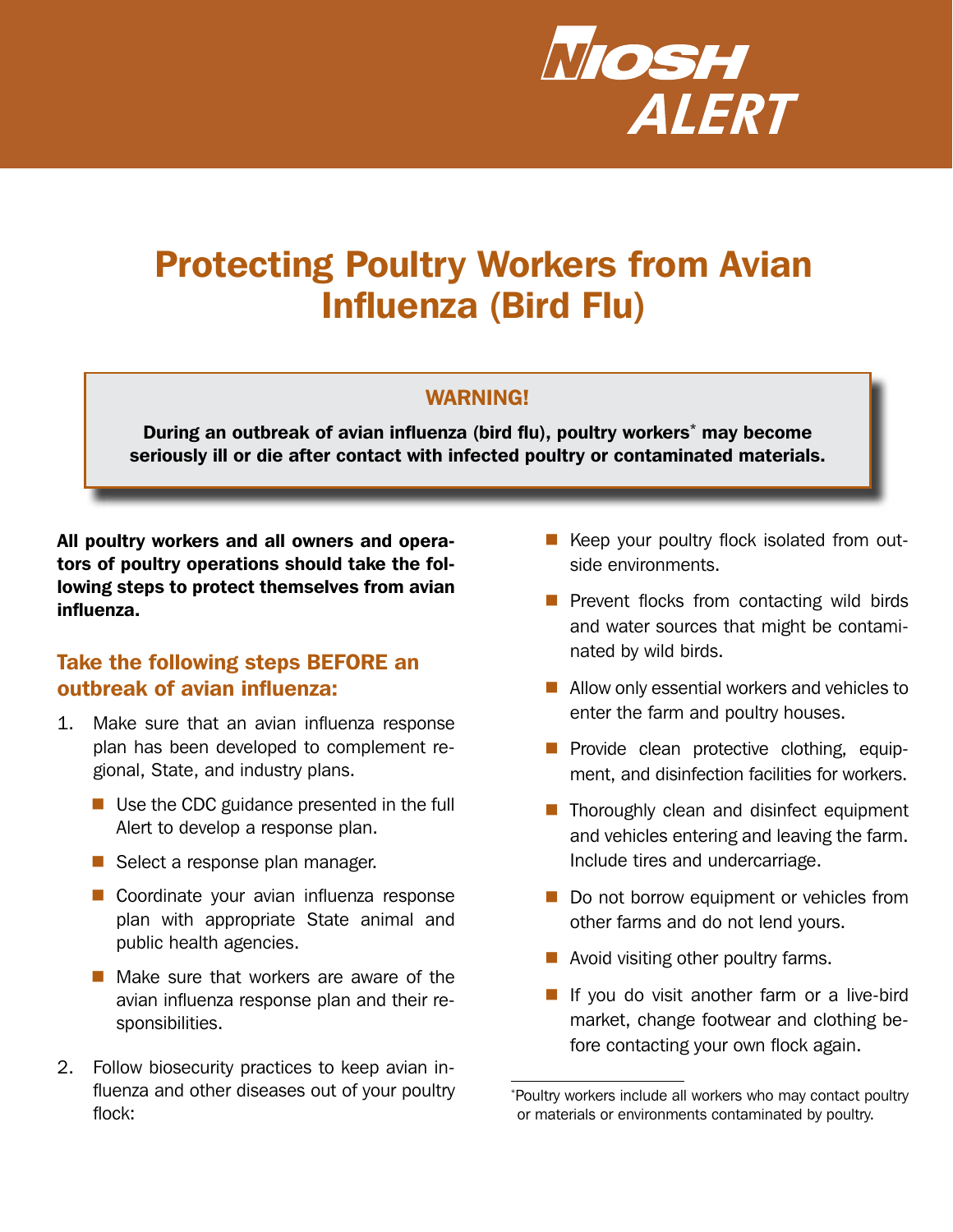# NIOSH ALERT

# Protecting Poultry Workers from Avian Influenza (Bird Flu)

**WARNING!**

**During an outbreak of avian influenza (bird flu), poultry workers* may become seriously ill or die after contact with infected poultry or contaminated materials.**

**All poultry workers and all owners and operators of poultry operations should take the following steps to protect themselves from avian influenza.**

## Take the following steps BEFORE an outbreak of avian influenza:

1. Make sure that an avian influenza response plan has been developed to complement regional, State, and industry plans.
   - Use the CDC guidance presented in the full Alert to develop a response plan.
   - Select a response plan manager.
   - Coordinate your avian influenza response plan with appropriate State animal and public health agencies.
   - Make sure that workers are aware of the avian influenza response plan and their responsibilities.
2. Follow biosecurity practices to keep avian influenza and other diseases out of your poultry flock:
   - Keep your poultry flock isolated from outside environments.
   - Prevent flocks from contacting wild birds and water sources that might be contaminated by wild birds.
   - Allow only essential workers and vehicles to enter the farm and poultry houses.
   - Provide clean protective clothing, equipment, and disinfection facilities for workers.
   - Thoroughly clean and disinfect equipment and vehicles entering and leaving the farm. Include tires and undercarriage.
   - Do not borrow equipment or vehicles from other farms and do not lend yours.
   - Avoid visiting other poultry farms.
   - If you do visit another farm or a live-bird market, change footwear and clothing before contacting your own flock again.

*Poultry workers include all workers who may contact poultry or materials or environments contaminated by poultry.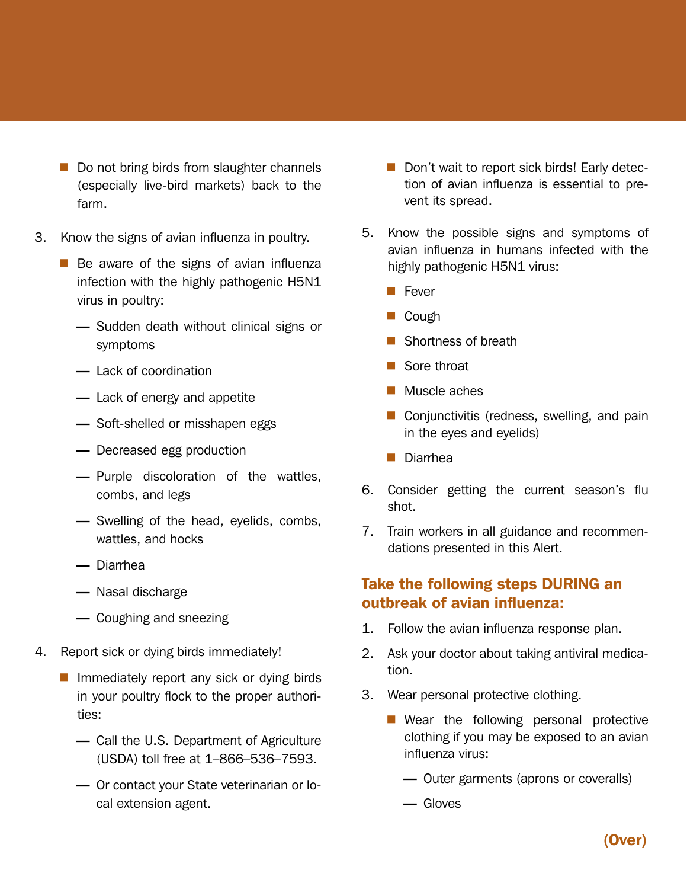- Do not bring birds from slaughter channels (especially live-bird markets) back to the farm.

3. Know the signs of avian influenza in poultry.
   - Be aware of the signs of avian influenza infection with the highly pathogenic H5N1 virus in poultry:
     - Sudden death without clinical signs or symptoms
     - Lack of coordination
     - Lack of energy and appetite
     - Soft-shelled or misshapen eggs
     - Decreased egg production
     - Purple discoloration of the wattles, combs, and legs
     - Swelling of the head, eyelids, combs, wattles, and hocks
     - Diarrhea
     - Nasal discharge
     - Coughing and sneezing
4. Report sick or dying birds immediately!
   - Immediately report any sick or dying birds in your poultry flock to the proper authorities:
     - Call the U.S. Department of Agriculture (USDA) toll free at 1–866–536–7593.
     - Or contact your State veterinarian or local extension agent.
   - Don't wait to report sick birds! Early detection of avian influenza is essential to prevent its spread.
5. Know the possible signs and symptoms of avian influenza in humans infected with the highly pathogenic H5N1 virus:
   - Fever
   - Cough
   - Shortness of breath
   - Sore throat
   - Muscle aches
   - Conjunctivitis (redness, swelling, and pain in the eyes and eyelids)
   - Diarrhea
6. Consider getting the current season's flu shot.
7. Train workers in all guidance and recommendations presented in this Alert.

## Take the following steps DURING an outbreak of avian influenza:

1. Follow the avian influenza response plan.
2. Ask your doctor about taking antiviral medication.
3. Wear personal protective clothing.
   - Wear the following personal protective clothing if you may be exposed to an avian influenza virus:
     - Outer garments (aprons or coveralls)
     - Gloves

**(Over)**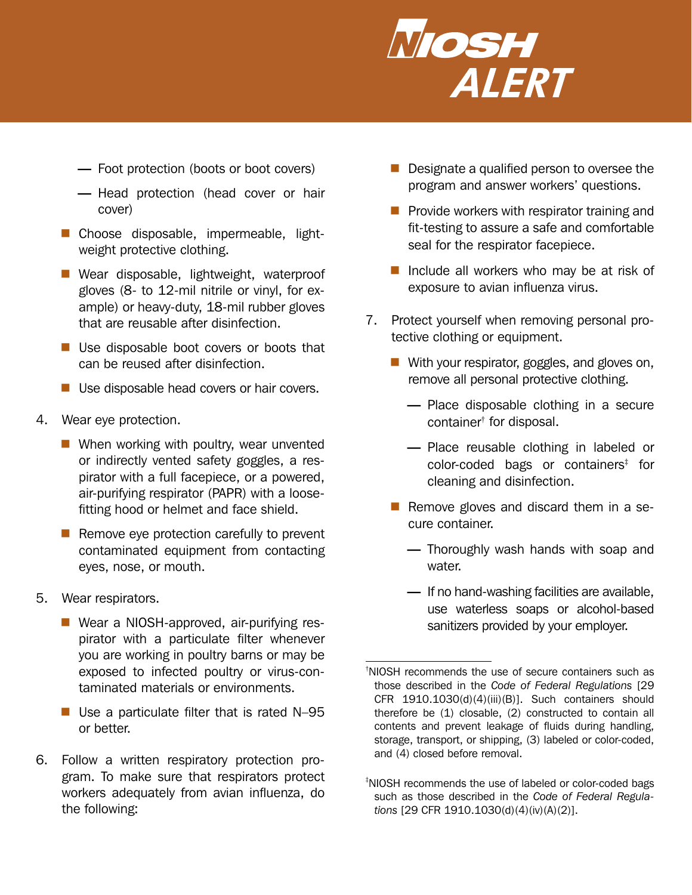- Foot protection (boots or boot covers)
   - Head protection (head cover or hair cover)

- Choose disposable, impermeable, lightweight protective clothing.
- Wear disposable, lightweight, waterproof gloves (8- to 12-mil nitrile or vinyl, for example) or heavy-duty, 18-mil rubber gloves that are reusable after disinfection.
- Use disposable boot covers or boots that can be reused after disinfection.
- Use disposable head covers or hair covers.

4. Wear eye protection.
   - When working with poultry, wear unvented or indirectly vented safety goggles, a respirator with a full facepiece, or a powered, air-purifying respirator (PAPR) with a loose-fitting hood or helmet and face shield.
   - Remove eye protection carefully to prevent contaminated equipment from contacting eyes, nose, or mouth.

5. Wear respirators.
   - Wear a NIOSH-approved, air-purifying respirator with a particulate filter whenever you are working in poultry barns or may be exposed to infected poultry or virus-contaminated materials or environments.
   - Use a particulate filter that is rated N–95 or better.

6. Follow a written respiratory protection program. To make sure that respirators protect workers adequately from avian influenza, do the following:
   - Designate a qualified person to oversee the program and answer workers' questions.
   - Provide workers with respirator training and fit-testing to assure a safe and comfortable seal for the respirator facepiece.
   - Include all workers who may be at risk of exposure to avian influenza virus.

7. Protect yourself when removing personal protective clothing or equipment.
   - With your respirator, goggles, and gloves on, remove all personal protective clothing.
     - Place disposable clothing in a secure container[†] for disposal.
     - Place reusable clothing in labeled or color-coded bags or containers[‡] for cleaning and disinfection.
   - Remove gloves and discard them in a secure container.
     - Thoroughly wash hands with soap and water.
     - If no hand-washing facilities are available, use waterless soaps or alcohol-based sanitizers provided by your employer.

---

[†]NIOSH recommends the use of secure containers such as those described in the *Code of Federal Regulations* [29 CFR 1910.1030(d)(4)(iii)(B)]. Such containers should therefore be (1) closable, (2) constructed to contain all contents and prevent leakage of fluids during handling, storage, transport, or shipping, (3) labeled or color-coded, and (4) closed before removal.

[‡]NIOSH recommends the use of labeled or color-coded bags such as those described in the *Code of Federal Regulations* [29 CFR 1910.1030(d)(4)(iv)(A)(2)].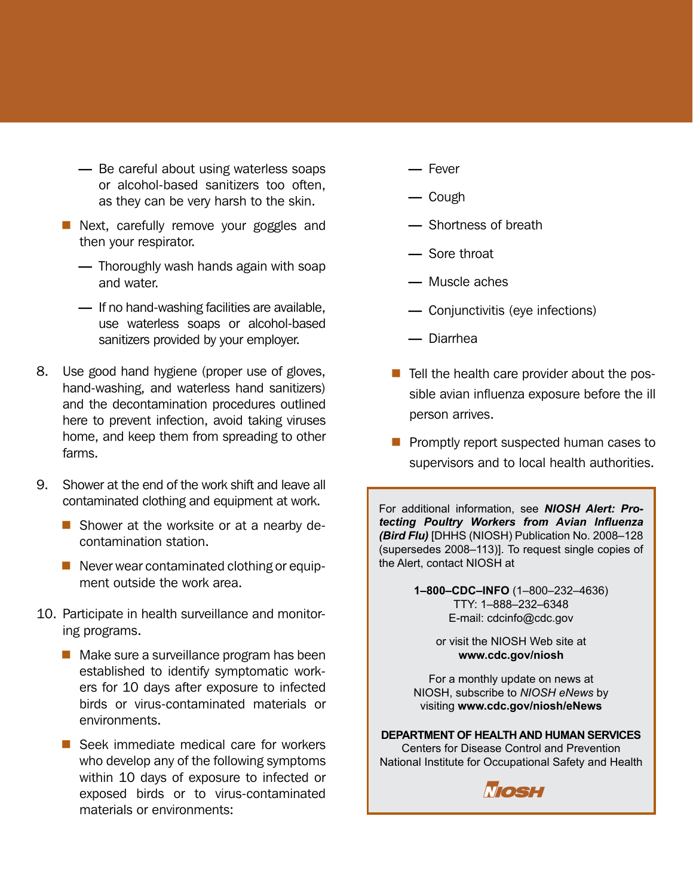- Be careful about using waterless soaps or alcohol-based sanitizers too often, as they can be very harsh to the skin.

- Next, carefully remove your goggles and then your respirator.
  - Thoroughly wash hands again with soap and water.
  - If no hand-washing facilities are available, use waterless soaps or alcohol-based sanitizers provided by your employer.

8. Use good hand hygiene (proper use of gloves, hand-washing, and waterless hand sanitizers) and the decontamination procedures outlined here to prevent infection, avoid taking viruses home, and keep them from spreading to other farms.

9. Shower at the end of the work shift and leave all contaminated clothing and equipment at work.
   - Shower at the worksite or at a nearby decontamination station.
   - Never wear contaminated clothing or equipment outside the work area.

10. Participate in health surveillance and monitoring programs.
    - Make sure a surveillance program has been established to identify symptomatic workers for 10 days after exposure to infected birds or virus-contaminated materials or environments.
    - Seek immediate medical care for workers who develop any of the following symptoms within 10 days of exposure to infected or exposed birds or to virus-contaminated materials or environments:
      - Fever
      - Cough
      - Shortness of breath
      - Sore throat
      - Muscle aches
      - Conjunctivitis (eye infections)
      - Diarrhea
    - Tell the health care provider about the possible avian influenza exposure before the ill person arrives.
    - Promptly report suspected human cases to supervisors and to local health authorities.

---

For additional information, see ***NIOSH Alert: Protecting Poultry Workers from Avian Influenza (Bird Flu)*** [DHHS (NIOSH) Publication No. 2008–128 (supersedes 2008–113)]. To request single copies of the Alert, contact NIOSH at

**1–800–CDC–INFO** (1–800–232–4636)
TTY: 1–888–232–6348
E-mail: cdcinfo@cdc.gov

or visit the NIOSH Web site at
**www.cdc.gov/niosh**

For a monthly update on news at NIOSH, subscribe to *NIOSH eNews* by visiting **www.cdc.gov/niosh/eNews**

**DEPARTMENT OF HEALTH AND HUMAN SERVICES**
Centers for Disease Control and Prevention
National Institute for Occupational Safety and Health

NIOSH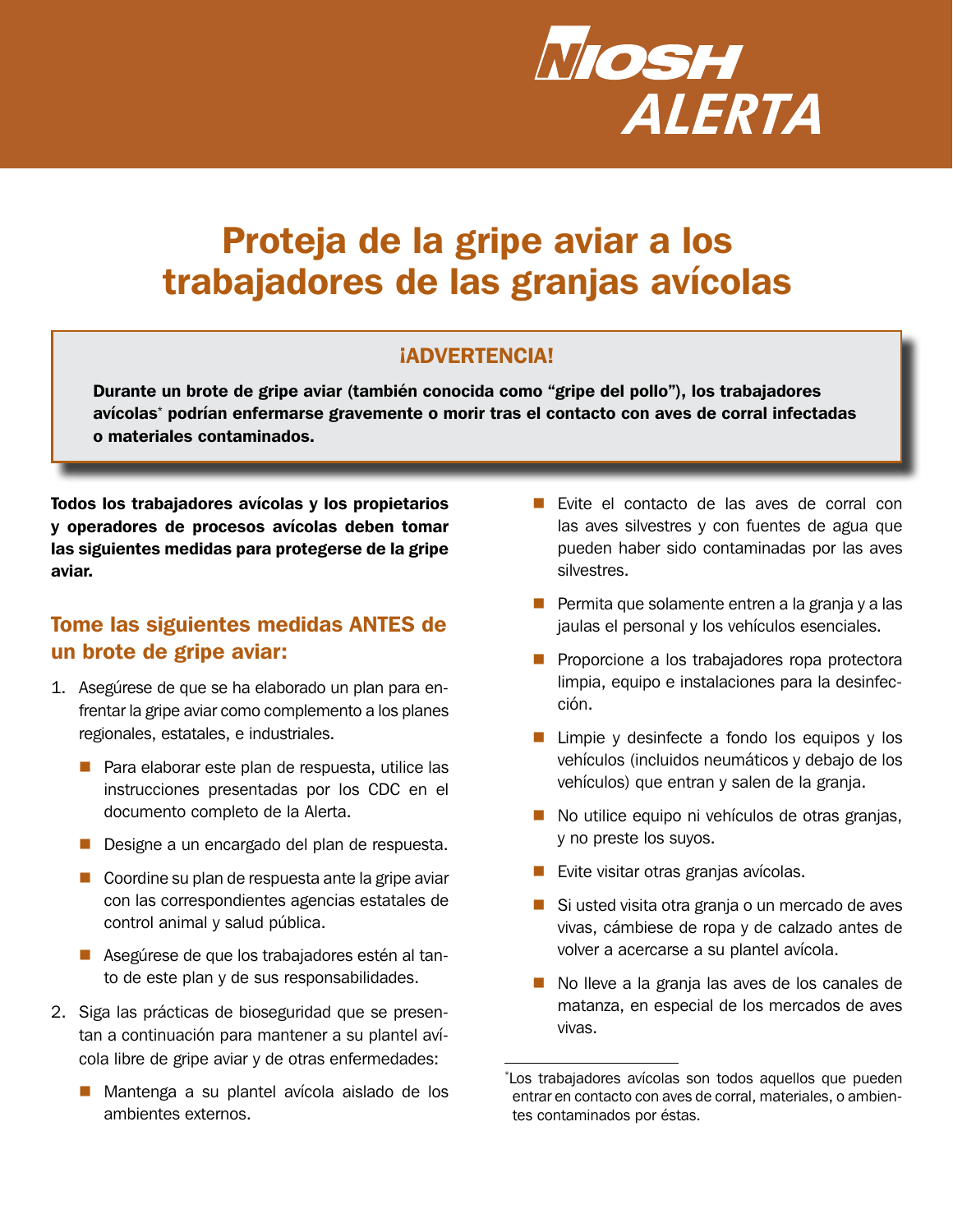# NIOSH ALERTA

# Proteja de la gripe aviar a los trabajadores de las granjas avícolas

> **¡ADVERTENCIA!**
>
> **Durante un brote de gripe aviar (también conocida como "gripe del pollo"), los trabajadores avícolas* podrían enfermarse gravemente o morir tras el contacto con aves de corral infectadas o materiales contaminados.**

**Todos los trabajadores avícolas y los propietarios y operadores de procesos avícolas deben tomar las siguientes medidas para protegerse de la gripe aviar.**

## Tome las siguientes medidas ANTES de un brote de gripe aviar:

1. Asegúrese de que se ha elaborado un plan para enfrentar la gripe aviar como complemento a los planes regionales, estatales, e industriales.
   - Para elaborar este plan de respuesta, utilice las instrucciones presentadas por los CDC en el documento completo de la Alerta.
   - Designe a un encargado del plan de respuesta.
   - Coordine su plan de respuesta ante la gripe aviar con las correspondientes agencias estatales de control animal y salud pública.
   - Asegúrese de que los trabajadores estén al tanto de este plan y de sus responsabilidades.
2. Siga las prácticas de bioseguridad que se presentan a continuación para mantener a su plantel avícola libre de gripe aviar y de otras enfermedades:
   - Mantenga a su plantel avícola aislado de los ambientes externos.
   - Evite el contacto de las aves de corral con las aves silvestres y con fuentes de agua que pueden haber sido contaminadas por las aves silvestres.
   - Permita que solamente entren a la granja y a las jaulas el personal y los vehículos esenciales.
   - Proporcione a los trabajadores ropa protectora limpia, equipo e instalaciones para la desinfección.
   - Limpie y desinfecte a fondo los equipos y los vehículos (incluidos neumáticos y debajo de los vehículos) que entran y salen de la granja.
   - No utilice equipo ni vehículos de otras granjas, y no preste los suyos.
   - Evite visitar otras granjas avícolas.
   - Si usted visita otra granja o un mercado de aves vivas, cámbiese de ropa y de calzado antes de volver a acercarse a su plantel avícola.
   - No lleve a la granja las aves de los canales de matanza, en especial de los mercados de aves vivas.

*Los trabajadores avícolas son todos aquellos que pueden entrar en contacto con aves de corral, materiales, o ambientes contaminados por éstas.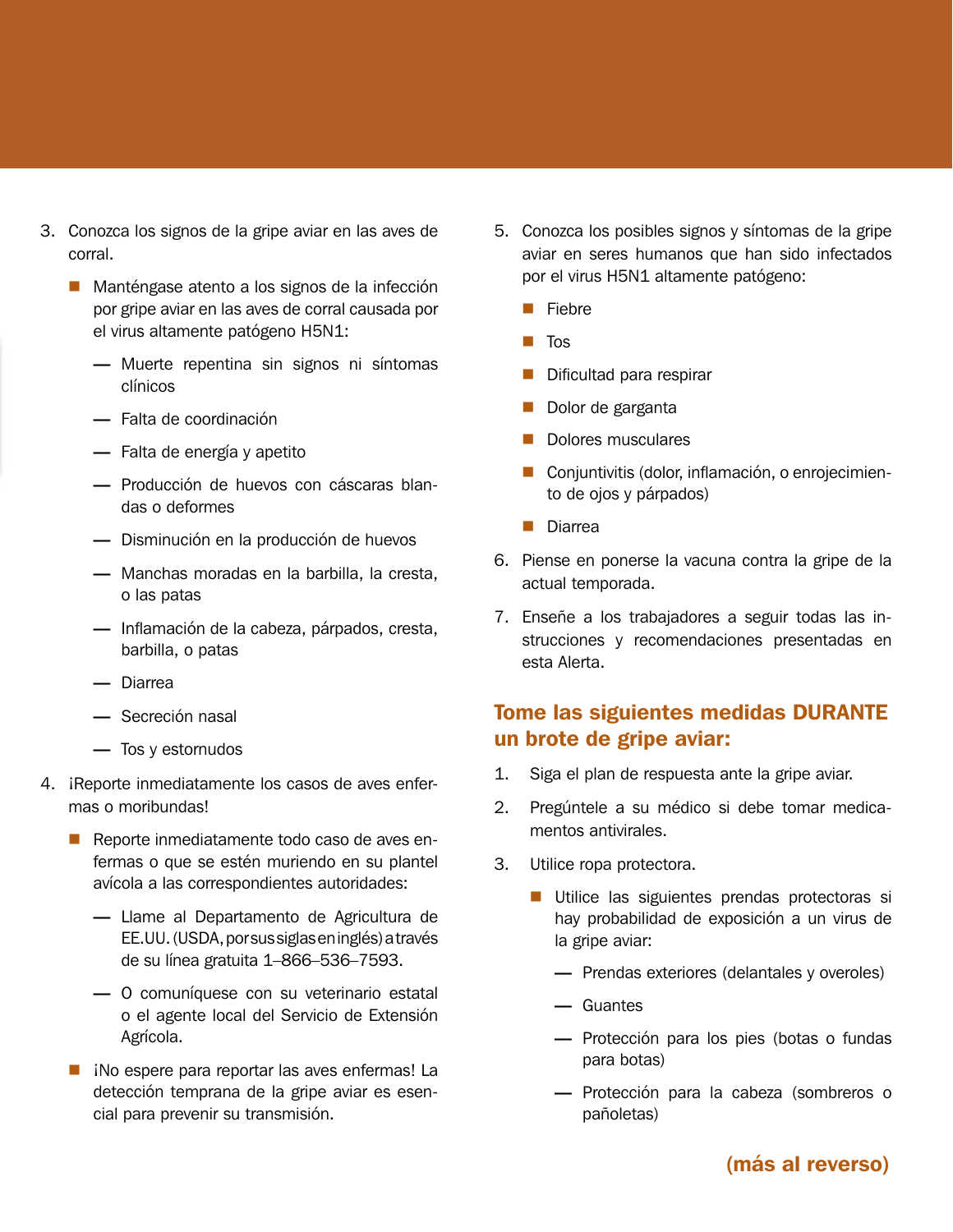3. Conozca los signos de la gripe aviar en las aves de corral.

   - Manténgase atento a los signos de la infección por gripe aviar en las aves de corral causada por el virus altamente patógeno H5N1:

     — Muerte repentina sin signos ni síntomas clínicos

     — Falta de coordinación

     — Falta de energía y apetito

     — Producción de huevos con cáscaras blandas o deformes

     — Disminución en la producción de huevos

     — Manchas moradas en la barbilla, la cresta, o las patas

     — Inflamación de la cabeza, párpados, cresta, barbilla, o patas

     — Diarrea

     — Secreción nasal

     — Tos y estornudos

4. ¡Reporte inmediatamente los casos de aves enfermas o moribundas!

   - Reporte inmediatamente todo caso de aves enfermas o que se estén muriendo en su plantel avícola a las correspondientes autoridades:

     — Llame al Departamento de Agricultura de EE.UU. (USDA, por sus siglas en inglés) a través de su línea gratuita 1–866–536–7593.

     — O comuníquese con su veterinario estatal o el agente local del Servicio de Extensión Agrícola.

   - ¡No espere para reportar las aves enfermas! La detección temprana de la gripe aviar es esencial para prevenir su transmisión.

5. Conozca los posibles signos y síntomas de la gripe aviar en seres humanos que han sido infectados por el virus H5N1 altamente patógeno:

   - Fiebre
   - Tos
   - Dificultad para respirar
   - Dolor de garganta
   - Dolores musculares
   - Conjuntivitis (dolor, inflamación, o enrojecimiento de ojos y párpados)
   - Diarrea

6. Piense en ponerse la vacuna contra la gripe de la actual temporada.

7. Enseñe a los trabajadores a seguir todas las instrucciones y recomendaciones presentadas en esta Alerta.

## Tome las siguientes medidas DURANTE un brote de gripe aviar:

1. Siga el plan de respuesta ante la gripe aviar.

2. Pregúntele a su médico si debe tomar medicamentos antivirales.

3. Utilice ropa protectora.

   - Utilice las siguientes prendas protectoras si hay probabilidad de exposición a un virus de la gripe aviar:

     — Prendas exteriores (delantales y overoles)

     — Guantes

     — Protección para los pies (botas o fundas para botas)

     — Protección para la cabeza (sombreros o pañoletas)

**(más al reverso)**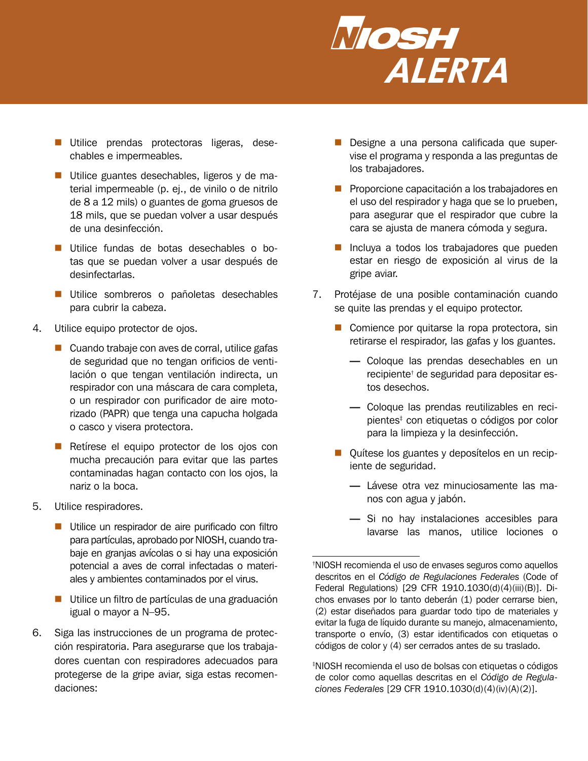- Utilice prendas protectoras ligeras, desechables e impermeables.
- Utilice guantes desechables, ligeros y de material impermeable (p. ej., de vinilo o de nitrilo de 8 a 12 mils) o guantes de goma gruesos de 18 mils, que se puedan volver a usar después de una desinfección.
- Utilice fundas de botas desechables o botas que se puedan volver a usar después de desinfectarlas.
- Utilice sombreros o pañoletas desechables para cubrir la cabeza.

4. Utilice equipo protector de ojos.
   - Cuando trabaje con aves de corral, utilice gafas de seguridad que no tengan orificios de ventilación o que tengan ventilación indirecta, un respirador con una máscara de cara completa, o un respirador con purificador de aire motorizado (PAPR) que tenga una capucha holgada o casco y visera protectora.
   - Retírese el equipo protector de los ojos con mucha precaución para evitar que las partes contaminadas hagan contacto con los ojos, la nariz o la boca.

5. Utilice respiradores.
   - Utilice un respirador de aire purificado con filtro para partículas, aprobado por NIOSH, cuando trabaje en granjas avícolas o si hay una exposición potencial a aves de corral infectadas o materiales y ambientes contaminados por el virus.
   - Utilice un filtro de partículas de una graduación igual o mayor a N–95.

6. Siga las instrucciones de un programa de protección respiratoria. Para asegurarse que los trabajadores cuentan con respiradores adecuados para protegerse de la gripe aviar, siga estas recomendaciones:
   - Designe a una persona calificada que supervise el programa y responda a las preguntas de los trabajadores.
   - Proporcione capacitación a los trabajadores en el uso del respirador y haga que se lo prueben, para asegurar que el respirador que cubre la cara se ajusta de manera cómoda y segura.
   - Incluya a todos los trabajadores que pueden estar en riesgo de exposición al virus de la gripe aviar.

7. Protéjase de una posible contaminación cuando se quite las prendas y el equipo protector.
   - Comience por quitarse la ropa protectora, sin retirarse el respirador, las gafas y los guantes.
     - Coloque las prendas desechables en un recipiente† de seguridad para depositar estos desechos.
     - Coloque las prendas reutilizables en recipientes‡ con etiquetas o códigos por color para la limpieza y la desinfección.
   - Quítese los guantes y deposítelos en un recipiente de seguridad.
     - Lávese otra vez minuciosamente las manos con agua y jabón.
     - Si no hay instalaciones accesibles para lavarse las manos, utilice lociones o

---

†NIOSH recomienda el uso de envases seguros como aquellos descritos en el *Código de Regulaciones Federales* (Code of Federal Regulations) [29 CFR 1910.1030(d)(4)(iii)(B)]. Dichos envases por lo tanto deberán (1) poder cerrarse bien, (2) estar diseñados para guardar todo tipo de materiales y evitar la fuga de líquido durante su manejo, almacenamiento, transporte o envío, (3) estar identificados con etiquetas o códigos de color y (4) ser cerrados antes de su traslado.

‡NIOSH recomienda el uso de bolsas con etiquetas o códigos de color como aquellas descritas en el *Código de Regulaciones Federales* [29 CFR 1910.1030(d)(4)(iv)(A)(2)].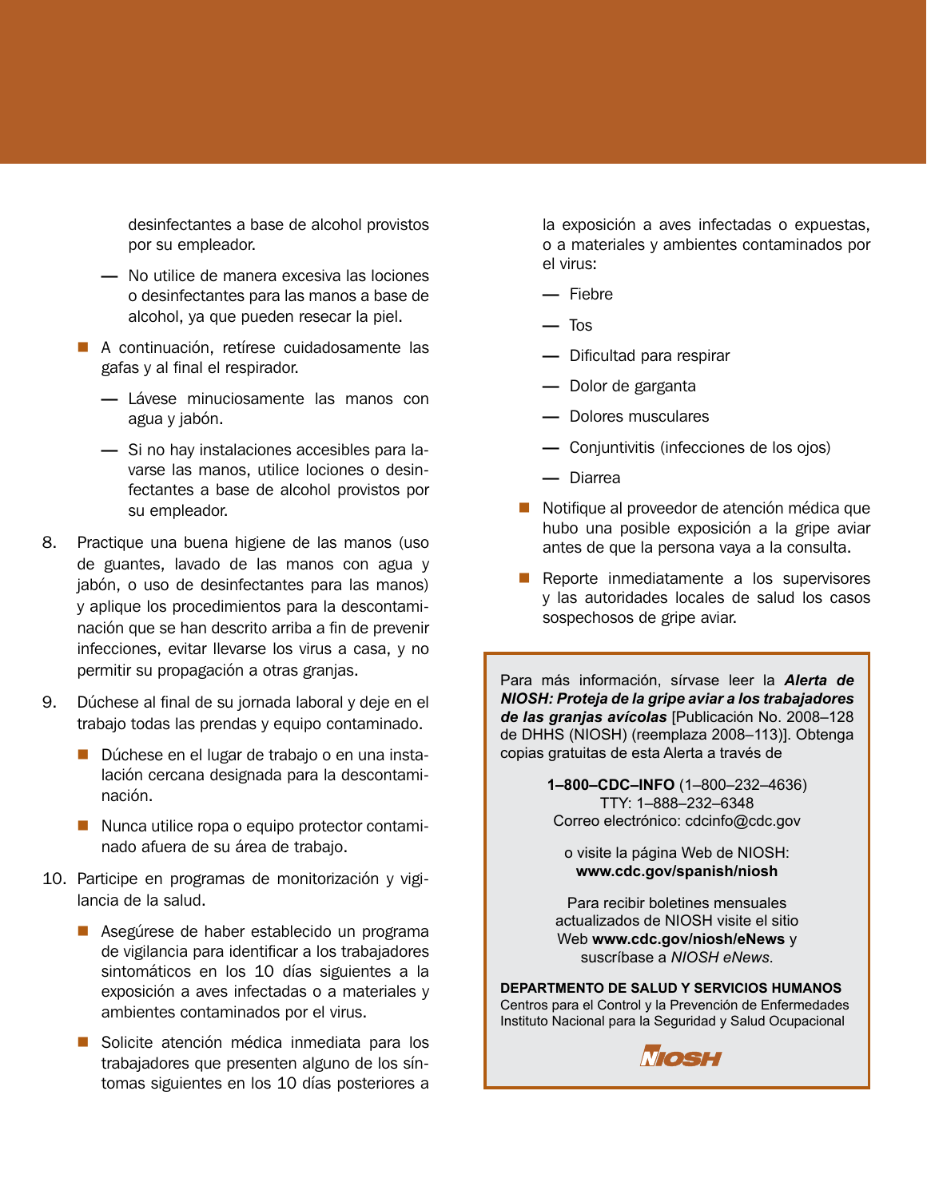desinfectantes a base de alcohol provistos por su empleador.

  - No utilice de manera excesiva las lociones o desinfectantes para las manos a base de alcohol, ya que pueden resecar la piel.

- A continuación, retírese cuidadosamente las gafas y al final el respirador.
  - Lávese minuciosamente las manos con agua y jabón.
  - Si no hay instalaciones accesibles para lavarse las manos, utilice lociones o desinfectantes a base de alcohol provistos por su empleador.

8. Practique una buena higiene de las manos (uso de guantes, lavado de las manos con agua y jabón, o uso de desinfectantes para las manos) y aplique los procedimientos para la descontaminación que se han descrito arriba a fin de prevenir infecciones, evitar llevarse los virus a casa, y no permitir su propagación a otras granjas.

9. Dúchese al final de su jornada laboral y deje en el trabajo todas las prendas y equipo contaminado.
   - Dúchese en el lugar de trabajo o en una instalación cercana designada para la descontaminación.
   - Nunca utilice ropa o equipo protector contaminado afuera de su área de trabajo.

10. Participe en programas de monitorización y vigilancia de la salud.
    - Asegúrese de haber establecido un programa de vigilancia para identificar a los trabajadores sintomáticos en los 10 días siguientes a la exposición a aves infectadas o a materiales y ambientes contaminados por el virus.
    - Solicite atención médica inmediata para los trabajadores que presenten alguno de los síntomas siguientes en los 10 días posteriores a la exposición a aves infectadas o expuestas, o a materiales y ambientes contaminados por el virus:
      - Fiebre
      - Tos
      - Dificultad para respirar
      - Dolor de garganta
      - Dolores musculares
      - Conjuntivitis (infecciones de los ojos)
      - Diarrea
    - Notifique al proveedor de atención médica que hubo una posible exposición a la gripe aviar antes de que la persona vaya a la consulta.
    - Reporte inmediatamente a los supervisores y las autoridades locales de salud los casos sospechosos de gripe aviar.

Para más información, sírvase leer la ***Alerta de NIOSH: Proteja de la gripe aviar a los trabajadores de las granjas avícolas*** [Publicación No. 2008–128 de DHHS (NIOSH) (reemplaza 2008–113)]. Obtenga copias gratuitas de esta Alerta a través de

**1–800–CDC–INFO** (1–800–232–4636)
TTY: 1–888–232–6348
Correo electrónico: cdcinfo@cdc.gov

o visite la página Web de NIOSH:
**www.cdc.gov/spanish/niosh**

Para recibir boletines mensuales actualizados de NIOSH visite el sitio Web **www.cdc.gov/niosh/eNews** y suscríbase a *NIOSH eNews*.

**DEPARTMENTO DE SALUD Y SERVICIOS HUMANOS**
Centros para el Control y la Prevención de Enfermedades
Instituto Nacional para la Seguridad y Salud Ocupacional

NIOSH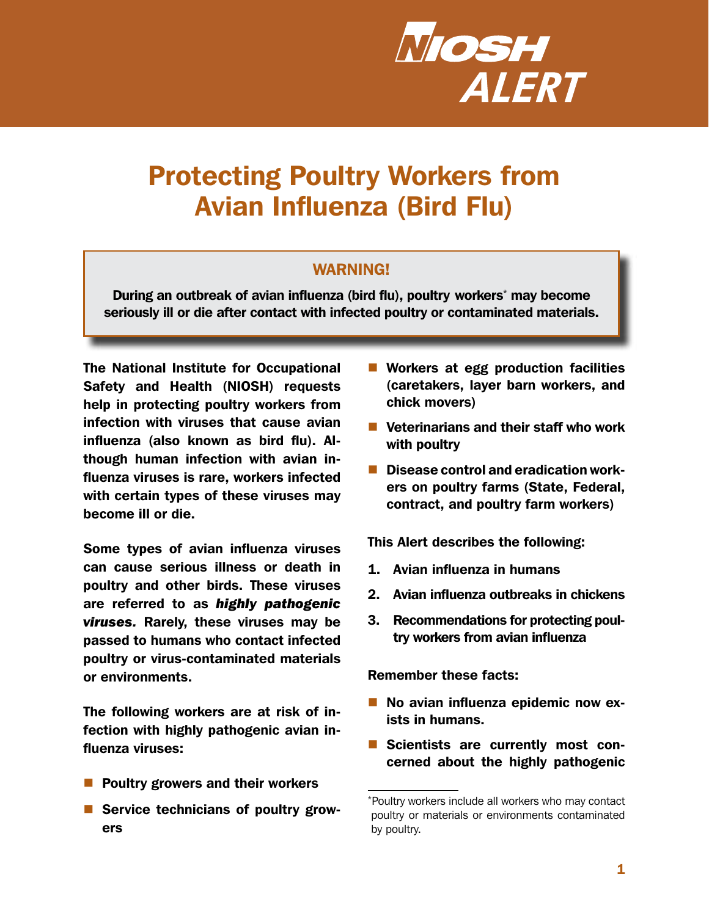# NIOSH ALERT

# Protecting Poultry Workers from Avian Influenza (Bird Flu)

**WARNING!**

**During an outbreak of avian influenza (bird flu), poultry workers* may become seriously ill or die after contact with infected poultry or contaminated materials.**

**The National Institute for Occupational Safety and Health (NIOSH) requests help in protecting poultry workers from infection with viruses that cause avian influenza (also known as bird flu). Although human infection with avian influenza viruses is rare, workers infected with certain types of these viruses may become ill or die.**

**Some types of avian influenza viruses can cause serious illness or death in poultry and other birds. These viruses are referred to as *highly pathogenic viruses.* Rarely, these viruses may be passed to humans who contact infected poultry or virus-contaminated materials or environments.**

**The following workers are at risk of infection with highly pathogenic avian influenza viruses:**

- **Poultry growers and their workers**
- **Service technicians of poultry growers**
- **Workers at egg production facilities (caretakers, layer barn workers, and chick movers)**
- **Veterinarians and their staff who work with poultry**
- **Disease control and eradication workers on poultry farms (State, Federal, contract, and poultry farm workers)**

**This Alert describes the following:**

1. **Avian influenza in humans**
2. **Avian influenza outbreaks in chickens**
3. **Recommendations for protecting poultry workers from avian influenza**

**Remember these facts:**

- **No avian influenza epidemic now exists in humans.**
- **Scientists are currently most concerned about the highly pathogenic**

*Poultry workers include all workers who may contact poultry or materials or environments contaminated by poultry.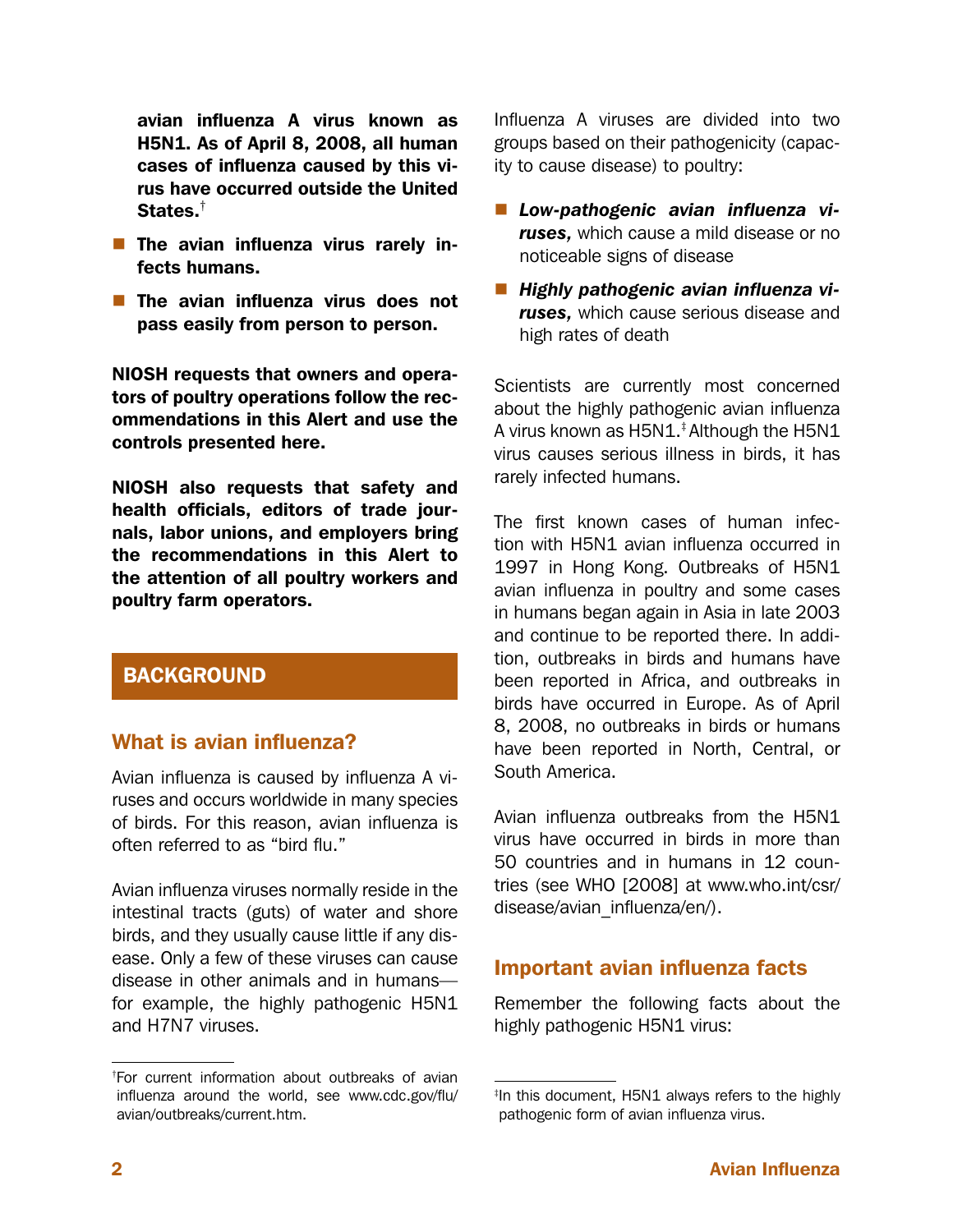**avian influenza A virus known as H5N1. As of April 8, 2008, all human cases of influenza caused by this virus have occurred outside the United States.**[†]

- **The avian influenza virus rarely infects humans.**
- **The avian influenza virus does not pass easily from person to person.**

**NIOSH requests that owners and operators of poultry operations follow the recommendations in this Alert and use the controls presented here.**

**NIOSH also requests that safety and health officials, editors of trade journals, labor unions, and employers bring the recommendations in this Alert to the attention of all poultry workers and poultry farm operators.**

## BACKGROUND

### What is avian influenza?

Avian influenza is caused by influenza A viruses and occurs worldwide in many species of birds. For this reason, avian influenza is often referred to as "bird flu."

Avian influenza viruses normally reside in the intestinal tracts (guts) of water and shore birds, and they usually cause little if any disease. Only a few of these viruses can cause disease in other animals and in humans—for example, the highly pathogenic H5N1 and H7N7 viruses.

Influenza A viruses are divided into two groups based on their pathogenicity (capacity to cause disease) to poultry:

- ***Low-pathogenic avian influenza viruses,*** which cause a mild disease or no noticeable signs of disease
- ***Highly pathogenic avian influenza viruses,*** which cause serious disease and high rates of death

Scientists are currently most concerned about the highly pathogenic avian influenza A virus known as H5N1.[‡] Although the H5N1 virus causes serious illness in birds, it has rarely infected humans.

The first known cases of human infection with H5N1 avian influenza occurred in 1997 in Hong Kong. Outbreaks of H5N1 avian influenza in poultry and some cases in humans began again in Asia in late 2003 and continue to be reported there. In addition, outbreaks in birds and humans have been reported in Africa, and outbreaks in birds have occurred in Europe. As of April 8, 2008, no outbreaks in birds or humans have been reported in North, Central, or South America.

Avian influenza outbreaks from the H5N1 virus have occurred in birds in more than 50 countries and in humans in 12 countries (see WHO [2008] at www.who.int/csr/disease/avian_influenza/en/).

### Important avian influenza facts

Remember the following facts about the highly pathogenic H5N1 virus:

---

[†]For current information about outbreaks of avian influenza around the world, see www.cdc.gov/flu/avian/outbreaks/current.htm.

[‡]In this document, H5N1 always refers to the highly pathogenic form of avian influenza virus.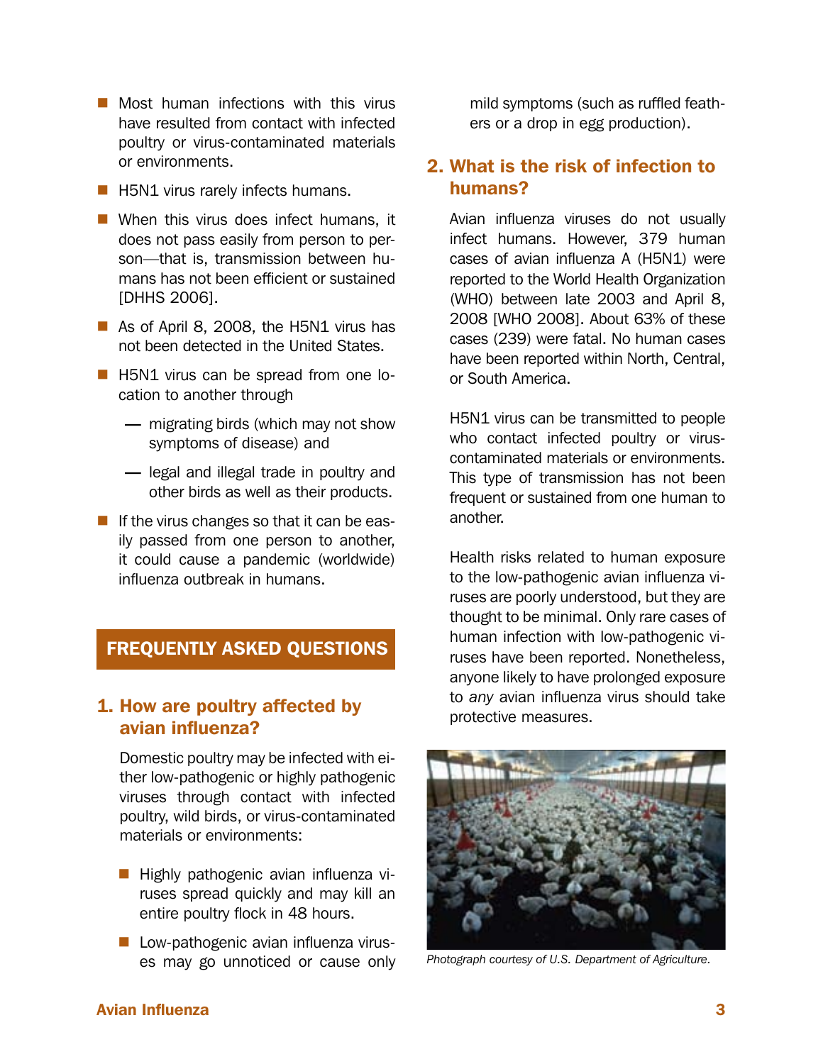- Most human infections with this virus have resulted from contact with infected poultry or virus-contaminated materials or environments.
- H5N1 virus rarely infects humans.
- When this virus does infect humans, it does not pass easily from person to person—that is, transmission between humans has not been efficient or sustained [DHHS 2006].
- As of April 8, 2008, the H5N1 virus has not been detected in the United States.
- H5N1 virus can be spread from one location to another through
  - — migrating birds (which may not show symptoms of disease) and
  - — legal and illegal trade in poultry and other birds as well as their products.
- If the virus changes so that it can be easily passed from one person to another, it could cause a pandemic (worldwide) influenza outbreak in humans.

## FREQUENTLY ASKED QUESTIONS

### 1. How are poultry affected by avian influenza?

Domestic poultry may be infected with either low-pathogenic or highly pathogenic viruses through contact with infected poultry, wild birds, or virus-contaminated materials or environments:

- Highly pathogenic avian influenza viruses spread quickly and may kill an entire poultry flock in 48 hours.
- Low-pathogenic avian influenza viruses may go unnoticed or cause only mild symptoms (such as ruffled feathers or a drop in egg production).

### 2. What is the risk of infection to humans?

Avian influenza viruses do not usually infect humans. However, 379 human cases of avian influenza A (H5N1) were reported to the World Health Organization (WHO) between late 2003 and April 8, 2008 [WHO 2008]. About 63% of these cases (239) were fatal. No human cases have been reported within North, Central, or South America.

H5N1 virus can be transmitted to people who contact infected poultry or virus-contaminated materials or environments. This type of transmission has not been frequent or sustained from one human to another.

Health risks related to human exposure to the low-pathogenic avian influenza viruses are poorly understood, but they are thought to be minimal. Only rare cases of human infection with low-pathogenic viruses have been reported. Nonetheless, anyone likely to have prolonged exposure to *any* avian influenza virus should take protective measures.

*Photograph courtesy of U.S. Department of Agriculture.*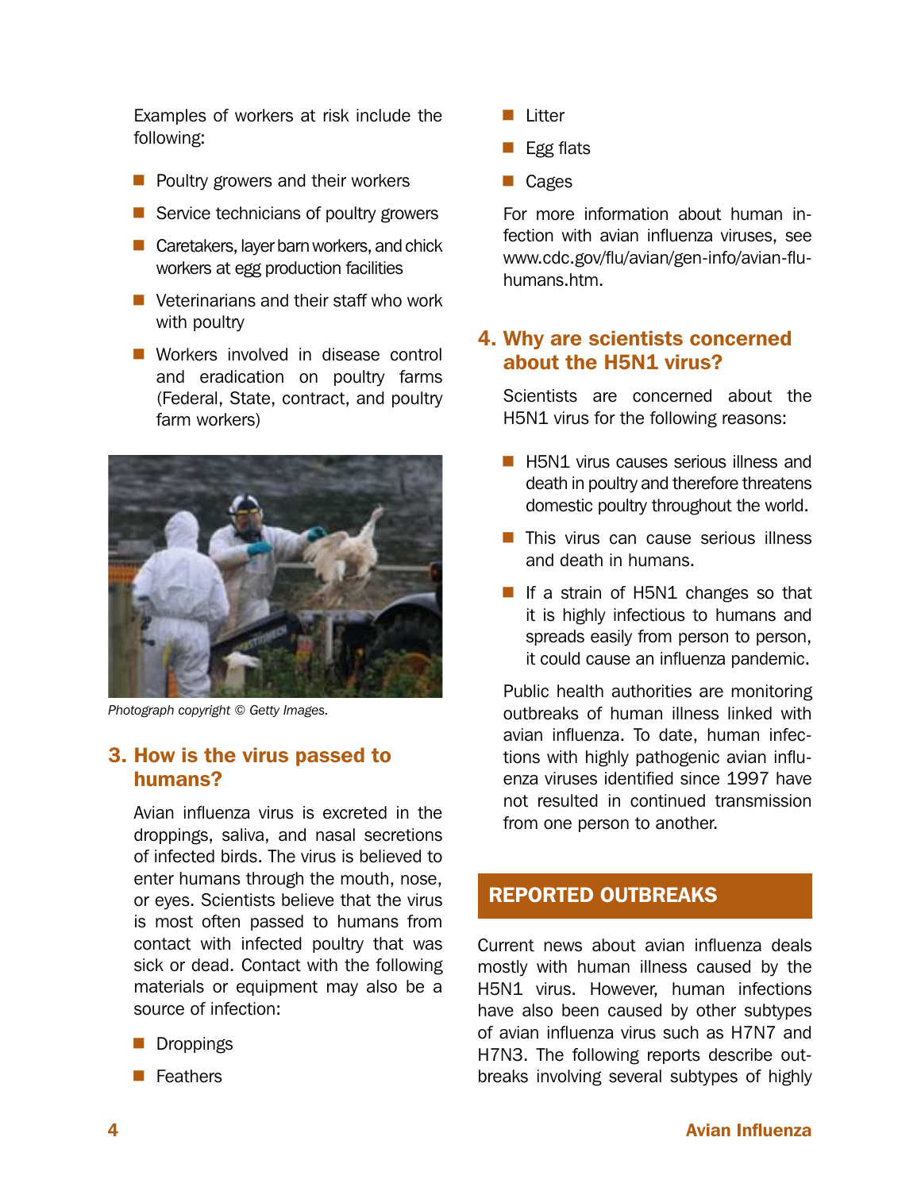Examples of workers at risk include the following:

- Poultry growers and their workers
- Service technicians of poultry growers
- Caretakers, layer barn workers, and chick workers at egg production facilities
- Veterinarians and their staff who work with poultry
- Workers involved in disease control and eradication on poultry farms (Federal, State, contract, and poultry farm workers)

*Photograph copyright © Getty Images.*

## 3. How is the virus passed to humans?

Avian influenza virus is excreted in the droppings, saliva, and nasal secretions of infected birds. The virus is believed to enter humans through the mouth, nose, or eyes. Scientists believe that the virus is most often passed to humans from contact with infected poultry that was sick or dead. Contact with the following materials or equipment may also be a source of infection:

- Droppings
- Feathers
- Litter
- Egg flats
- Cages

For more information about human infection with avian influenza viruses, see www.cdc.gov/flu/avian/gen-info/avian-flu-humans.htm.

## 4. Why are scientists concerned about the H5N1 virus?

Scientists are concerned about the H5N1 virus for the following reasons:

- H5N1 virus causes serious illness and death in poultry and therefore threatens domestic poultry throughout the world.
- This virus can cause serious illness and death in humans.
- If a strain of H5N1 changes so that it is highly infectious to humans and spreads easily from person to person, it could cause an influenza pandemic.

Public health authorities are monitoring outbreaks of human illness linked with avian influenza. To date, human infections with highly pathogenic avian influenza viruses identified since 1997 have not resulted in continued transmission from one person to another.

## REPORTED OUTBREAKS

Current news about avian influenza deals mostly with human illness caused by the H5N1 virus. However, human infections have also been caused by other subtypes of avian influenza virus such as H7N7 and H7N3. The following reports describe outbreaks involving several subtypes of highly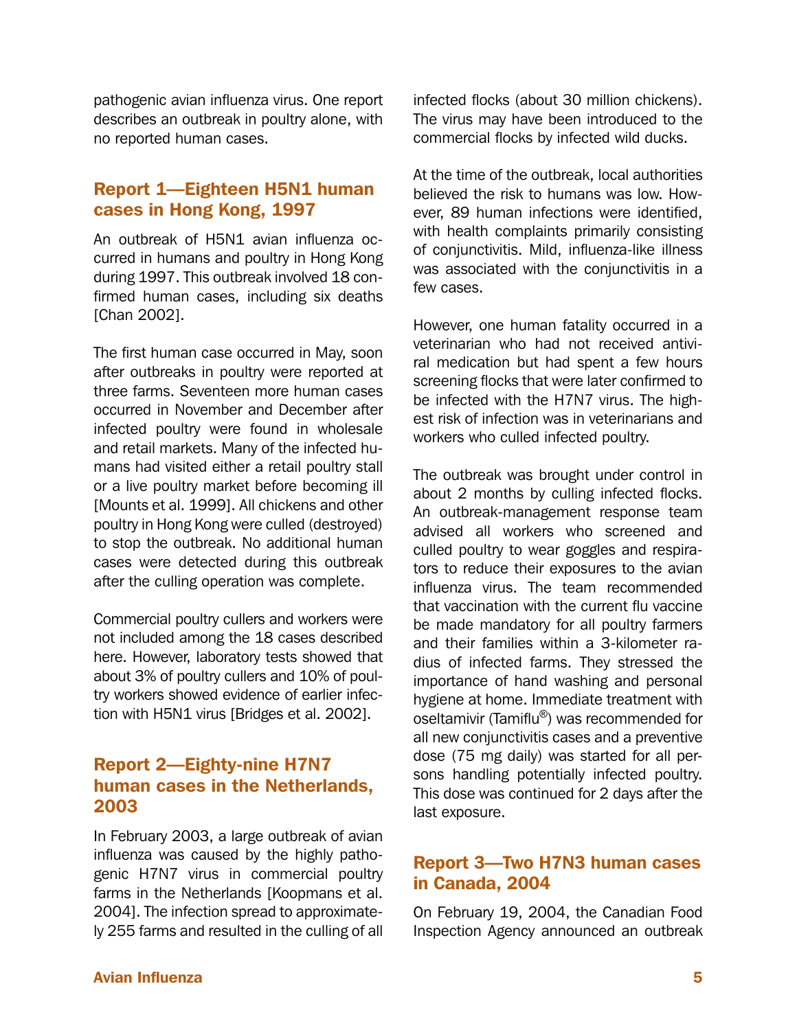pathogenic avian influenza virus. One report describes an outbreak in poultry alone, with no reported human cases.

## Report 1—Eighteen H5N1 human cases in Hong Kong, 1997

An outbreak of H5N1 avian influenza occurred in humans and poultry in Hong Kong during 1997. This outbreak involved 18 confirmed human cases, including six deaths [Chan 2002].

The first human case occurred in May, soon after outbreaks in poultry were reported at three farms. Seventeen more human cases occurred in November and December after infected poultry were found in wholesale and retail markets. Many of the infected humans had visited either a retail poultry stall or a live poultry market before becoming ill [Mounts et al. 1999]. All chickens and other poultry in Hong Kong were culled (destroyed) to stop the outbreak. No additional human cases were detected during this outbreak after the culling operation was complete.

Commercial poultry cullers and workers were not included among the 18 cases described here. However, laboratory tests showed that about 3% of poultry cullers and 10% of poultry workers showed evidence of earlier infection with H5N1 virus [Bridges et al. 2002].

## Report 2—Eighty-nine H7N7 human cases in the Netherlands, 2003

In February 2003, a large outbreak of avian influenza was caused by the highly pathogenic H7N7 virus in commercial poultry farms in the Netherlands [Koopmans et al. 2004]. The infection spread to approximately 255 farms and resulted in the culling of all infected flocks (about 30 million chickens). The virus may have been introduced to the commercial flocks by infected wild ducks.

At the time of the outbreak, local authorities believed the risk to humans was low. However, 89 human infections were identified, with health complaints primarily consisting of conjunctivitis. Mild, influenza-like illness was associated with the conjunctivitis in a few cases.

However, one human fatality occurred in a veterinarian who had not received antiviral medication but had spent a few hours screening flocks that were later confirmed to be infected with the H7N7 virus. The highest risk of infection was in veterinarians and workers who culled infected poultry.

The outbreak was brought under control in about 2 months by culling infected flocks. An outbreak-management response team advised all workers who screened and culled poultry to wear goggles and respirators to reduce their exposures to the avian influenza virus. The team recommended that vaccination with the current flu vaccine be made mandatory for all poultry farmers and their families within a 3-kilometer radius of infected farms. They stressed the importance of hand washing and personal hygiene at home. Immediate treatment with oseltamivir (Tamiflu®) was recommended for all new conjunctivitis cases and a preventive dose (75 mg daily) was started for all persons handling potentially infected poultry. This dose was continued for 2 days after the last exposure.

## Report 3—Two H7N3 human cases in Canada, 2004

On February 19, 2004, the Canadian Food Inspection Agency announced an outbreak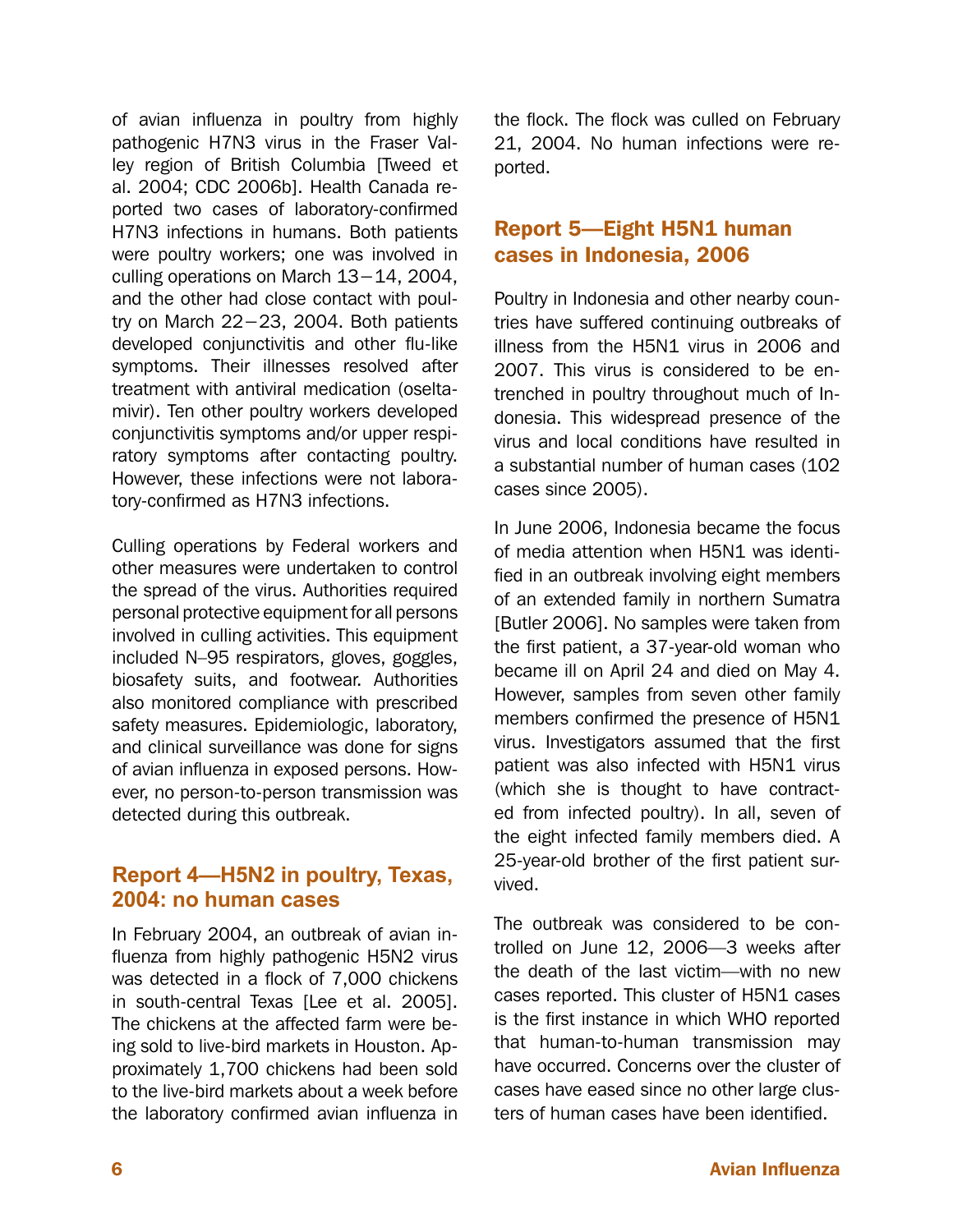of avian influenza in poultry from highly pathogenic H7N3 virus in the Fraser Valley region of British Columbia [Tweed et al. 2004; CDC 2006b]. Health Canada reported two cases of laboratory-confirmed H7N3 infections in humans. Both patients were poultry workers; one was involved in culling operations on March 13−14, 2004, and the other had close contact with poultry on March 22−23, 2004. Both patients developed conjunctivitis and other flu-like symptoms. Their illnesses resolved after treatment with antiviral medication (oseltamivir). Ten other poultry workers developed conjunctivitis symptoms and/or upper respiratory symptoms after contacting poultry. However, these infections were not laboratory-confirmed as H7N3 infections.

Culling operations by Federal workers and other measures were undertaken to control the spread of the virus. Authorities required personal protective equipment for all persons involved in culling activities. This equipment included N–95 respirators, gloves, goggles, biosafety suits, and footwear. Authorities also monitored compliance with prescribed safety measures. Epidemiologic, laboratory, and clinical surveillance was done for signs of avian influenza in exposed persons. However, no person-to-person transmission was detected during this outbreak.

## Report 4—H5N2 in poultry, Texas, 2004: no human cases

In February 2004, an outbreak of avian influenza from highly pathogenic H5N2 virus was detected in a flock of 7,000 chickens in south-central Texas [Lee et al. 2005]. The chickens at the affected farm were being sold to live-bird markets in Houston. Approximately 1,700 chickens had been sold to the live-bird markets about a week before the laboratory confirmed avian influenza in the flock. The flock was culled on February 21, 2004. No human infections were reported.

## Report 5—Eight H5N1 human cases in Indonesia, 2006

Poultry in Indonesia and other nearby countries have suffered continuing outbreaks of illness from the H5N1 virus in 2006 and 2007. This virus is considered to be entrenched in poultry throughout much of Indonesia. This widespread presence of the virus and local conditions have resulted in a substantial number of human cases (102 cases since 2005).

In June 2006, Indonesia became the focus of media attention when H5N1 was identified in an outbreak involving eight members of an extended family in northern Sumatra [Butler 2006]. No samples were taken from the first patient, a 37-year-old woman who became ill on April 24 and died on May 4. However, samples from seven other family members confirmed the presence of H5N1 virus. Investigators assumed that the first patient was also infected with H5N1 virus (which she is thought to have contracted from infected poultry). In all, seven of the eight infected family members died. A 25-year-old brother of the first patient survived.

The outbreak was considered to be controlled on June 12, 2006—3 weeks after the death of the last victim—with no new cases reported. This cluster of H5N1 cases is the first instance in which WHO reported that human-to-human transmission may have occurred. Concerns over the cluster of cases have eased since no other large clusters of human cases have been identified.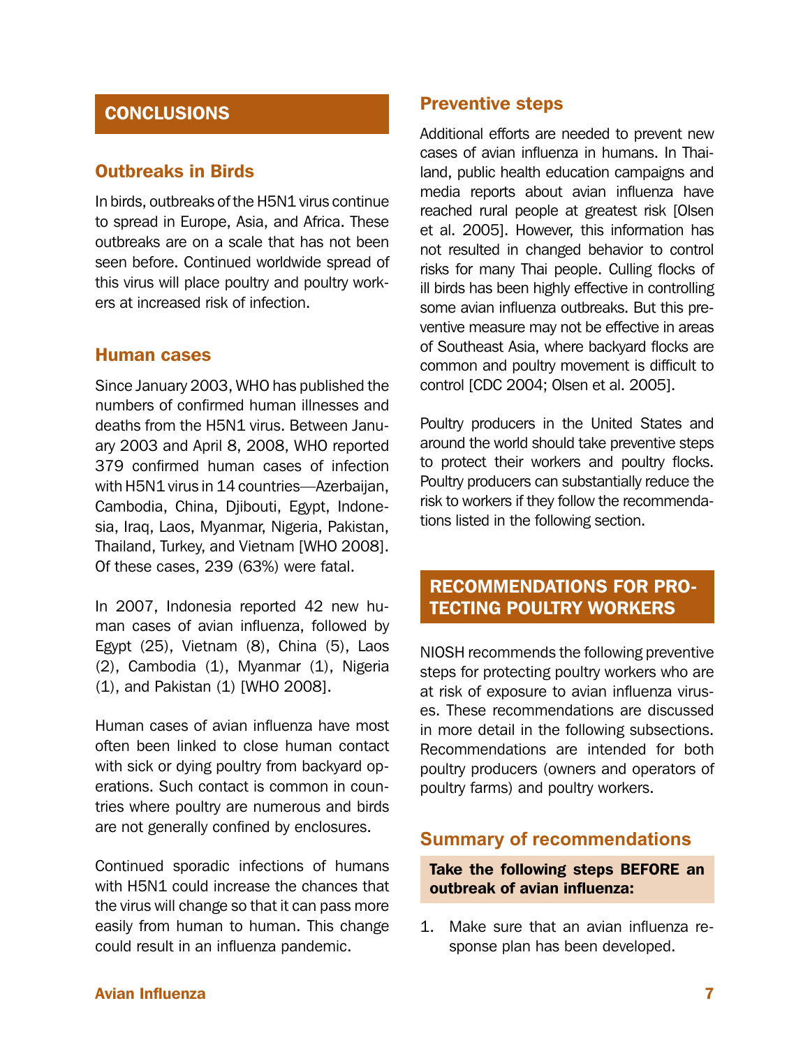## CONCLUSIONS

### Outbreaks in Birds

In birds, outbreaks of the H5N1 virus continue to spread in Europe, Asia, and Africa. These outbreaks are on a scale that has not been seen before. Continued worldwide spread of this virus will place poultry and poultry workers at increased risk of infection.

### Human cases

Since January 2003, WHO has published the numbers of confirmed human illnesses and deaths from the H5N1 virus. Between January 2003 and April 8, 2008, WHO reported 379 confirmed human cases of infection with H5N1 virus in 14 countries—Azerbaijan, Cambodia, China, Djibouti, Egypt, Indonesia, Iraq, Laos, Myanmar, Nigeria, Pakistan, Thailand, Turkey, and Vietnam [WHO 2008]. Of these cases, 239 (63%) were fatal.

In 2007, Indonesia reported 42 new human cases of avian influenza, followed by Egypt (25), Vietnam (8), China (5), Laos (2), Cambodia (1), Myanmar (1), Nigeria (1), and Pakistan (1) [WHO 2008].

Human cases of avian influenza have most often been linked to close human contact with sick or dying poultry from backyard operations. Such contact is common in countries where poultry are numerous and birds are not generally confined by enclosures.

Continued sporadic infections of humans with H5N1 could increase the chances that the virus will change so that it can pass more easily from human to human. This change could result in an influenza pandemic.

### Preventive steps

Additional efforts are needed to prevent new cases of avian influenza in humans. In Thailand, public health education campaigns and media reports about avian influenza have reached rural people at greatest risk [Olsen et al. 2005]. However, this information has not resulted in changed behavior to control risks for many Thai people. Culling flocks of ill birds has been highly effective in controlling some avian influenza outbreaks. But this preventive measure may not be effective in areas of Southeast Asia, where backyard flocks are common and poultry movement is difficult to control [CDC 2004; Olsen et al. 2005].

Poultry producers in the United States and around the world should take preventive steps to protect their workers and poultry flocks. Poultry producers can substantially reduce the risk to workers if they follow the recommendations listed in the following section.

## RECOMMENDATIONS FOR PROTECTING POULTRY WORKERS

NIOSH recommends the following preventive steps for protecting poultry workers who are at risk of exposure to avian influenza viruses. These recommendations are discussed in more detail in the following subsections. Recommendations are intended for both poultry producers (owners and operators of poultry farms) and poultry workers.

### Summary of recommendations

**Take the following steps BEFORE an outbreak of avian influenza:**

1. Make sure that an avian influenza response plan has been developed.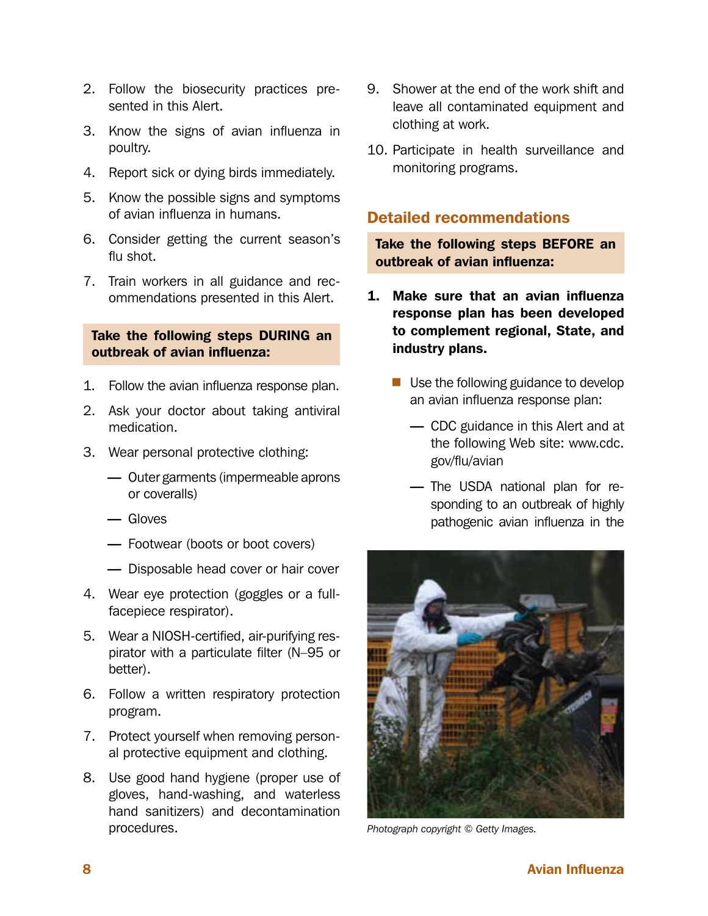2. Follow the biosecurity practices presented in this Alert.
3. Know the signs of avian influenza in poultry.
4. Report sick or dying birds immediately.
5. Know the possible signs and symptoms of avian influenza in humans.
6. Consider getting the current season's flu shot.
7. Train workers in all guidance and recommendations presented in this Alert.

**Take the following steps DURING an outbreak of avian influenza:**

1. Follow the avian influenza response plan.
2. Ask your doctor about taking antiviral medication.
3. Wear personal protective clothing:
   - Outer garments (impermeable aprons or coveralls)
   - Gloves
   - Footwear (boots or boot covers)
   - Disposable head cover or hair cover
4. Wear eye protection (goggles or a full-facepiece respirator).
5. Wear a NIOSH-certified, air-purifying respirator with a particulate filter (N–95 or better).
6. Follow a written respiratory protection program.
7. Protect yourself when removing personal protective equipment and clothing.
8. Use good hand hygiene (proper use of gloves, hand-washing, and waterless hand sanitizers) and decontamination procedures.
9. Shower at the end of the work shift and leave all contaminated equipment and clothing at work.
10. Participate in health surveillance and monitoring programs.

## Detailed recommendations

**Take the following steps BEFORE an outbreak of avian influenza:**

**1. Make sure that an avian influenza response plan has been developed to complement regional, State, and industry plans.**

- Use the following guidance to develop an avian influenza response plan:
  - CDC guidance in this Alert and at the following Web site: www.cdc.gov/flu/avian
  - The USDA national plan for responding to an outbreak of highly pathogenic avian influenza in the

*Photograph copyright © Getty Images.*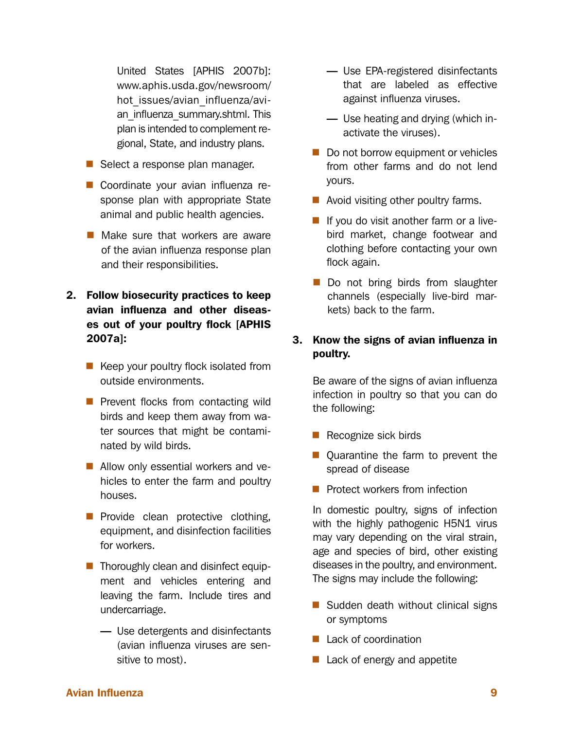United States [APHIS 2007b]: www.aphis.usda.gov/newsroom/hot_issues/avian_influenza/avian_influenza_summary.shtml. This plan is intended to complement regional, State, and industry plans.

- Select a response plan manager.
- Coordinate your avian influenza response plan with appropriate State animal and public health agencies.
- Make sure that workers are aware of the avian influenza response plan and their responsibilities.

2. **Follow biosecurity practices to keep avian influenza and other diseases out of your poultry flock** [APHIS 2007a]:

   - Keep your poultry flock isolated from outside environments.
   - Prevent flocks from contacting wild birds and keep them away from water sources that might be contaminated by wild birds.
   - Allow only essential workers and vehicles to enter the farm and poultry houses.
   - Provide clean protective clothing, equipment, and disinfection facilities for workers.
   - Thoroughly clean and disinfect equipment and vehicles entering and leaving the farm. Include tires and undercarriage.
     - Use detergents and disinfectants (avian influenza viruses are sensitive to most).
     - Use EPA-registered disinfectants that are labeled as effective against influenza viruses.
     - Use heating and drying (which inactivate the viruses).
   - Do not borrow equipment or vehicles from other farms and do not lend yours.
   - Avoid visiting other poultry farms.
   - If you do visit another farm or a live-bird market, change footwear and clothing before contacting your own flock again.
   - Do not bring birds from slaughter channels (especially live-bird markets) back to the farm.

3. **Know the signs of avian influenza in poultry.**

   Be aware of the signs of avian influenza infection in poultry so that you can do the following:

   - Recognize sick birds
   - Quarantine the farm to prevent the spread of disease
   - Protect workers from infection

   In domestic poultry, signs of infection with the highly pathogenic H5N1 virus may vary depending on the viral strain, age and species of bird, other existing diseases in the poultry, and environment. The signs may include the following:

   - Sudden death without clinical signs or symptoms
   - Lack of coordination
   - Lack of energy and appetite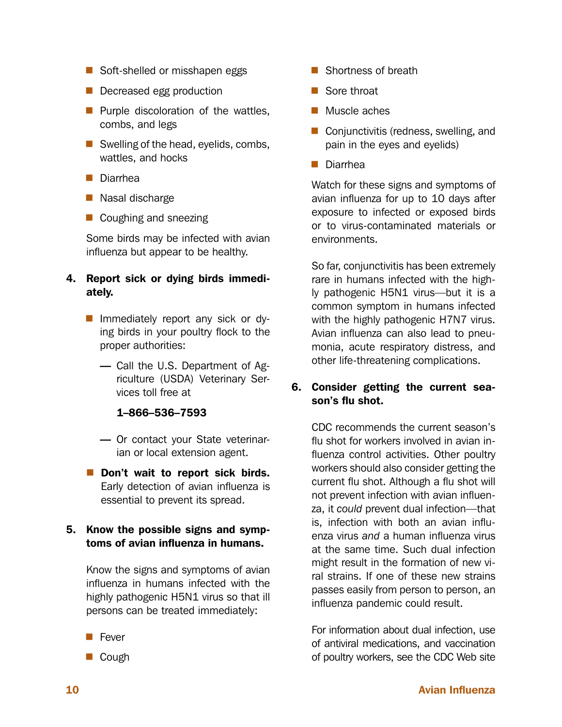- Soft-shelled or misshapen eggs
- Decreased egg production
- Purple discoloration of the wattles, combs, and legs
- Swelling of the head, eyelids, combs, wattles, and hocks
- Diarrhea
- Nasal discharge
- Coughing and sneezing

Some birds may be infected with avian influenza but appear to be healthy.

4. **Report sick or dying birds immediately.**

   - Immediately report any sick or dying birds in your poultry flock to the proper authorities:
     - — Call the U.S. Department of Agriculture (USDA) Veterinary Services toll free at

       **1–866–536–7593**

     - — Or contact your State veterinarian or local extension agent.
   - **Don't wait to report sick birds.** Early detection of avian influenza is essential to prevent its spread.

5. **Know the possible signs and symptoms of avian influenza in humans.**

   Know the signs and symptoms of avian influenza in humans infected with the highly pathogenic H5N1 virus so that ill persons can be treated immediately:

   - Fever
   - Cough
   - Shortness of breath
   - Sore throat
   - Muscle aches
   - Conjunctivitis (redness, swelling, and pain in the eyes and eyelids)
   - Diarrhea

   Watch for these signs and symptoms of avian influenza for up to 10 days after exposure to infected or exposed birds or to virus-contaminated materials or environments.

   So far, conjunctivitis has been extremely rare in humans infected with the highly pathogenic H5N1 virus—but it is a common symptom in humans infected with the highly pathogenic H7N7 virus. Avian influenza can also lead to pneumonia, acute respiratory distress, and other life-threatening complications.

6. **Consider getting the current season's flu shot.**

   CDC recommends the current season's flu shot for workers involved in avian influenza control activities. Other poultry workers should also consider getting the current flu shot. Although a flu shot will not prevent infection with avian influenza, it *could* prevent dual infection—that is, infection with both an avian influenza virus *and* a human influenza virus at the same time. Such dual infection might result in the formation of new viral strains. If one of these new strains passes easily from person to person, an influenza pandemic could result.

   For information about dual infection, use of antiviral medications, and vaccination of poultry workers, see the CDC Web site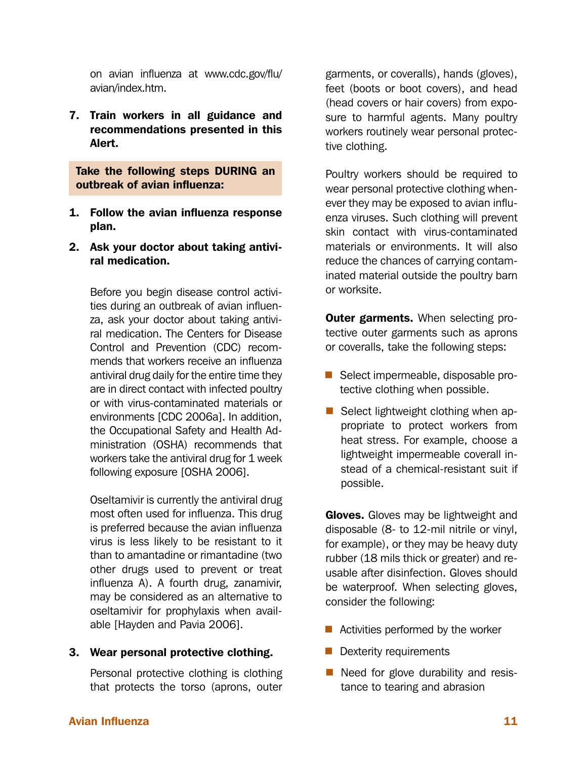on avian influenza at www.cdc.gov/flu/avian/index.htm.

7. **Train workers in all guidance and recommendations presented in this Alert.**

**Take the following steps DURING an outbreak of avian influenza:**

1. **Follow the avian influenza response plan.**

2. **Ask your doctor about taking antiviral medication.**

   Before you begin disease control activities during an outbreak of avian influenza, ask your doctor about taking antiviral medication. The Centers for Disease Control and Prevention (CDC) recommends that workers receive an influenza antiviral drug daily for the entire time they are in direct contact with infected poultry or with virus-contaminated materials or environments [CDC 2006a]. In addition, the Occupational Safety and Health Administration (OSHA) recommends that workers take the antiviral drug for 1 week following exposure [OSHA 2006].

   Oseltamivir is currently the antiviral drug most often used for influenza. This drug is preferred because the avian influenza virus is less likely to be resistant to it than to amantadine or rimantadine (two other drugs used to prevent or treat influenza A). A fourth drug, zanamivir, may be considered as an alternative to oseltamivir for prophylaxis when available [Hayden and Pavia 2006].

3. **Wear personal protective clothing.**

   Personal protective clothing is clothing that protects the torso (aprons, outer garments, or coveralls), hands (gloves), feet (boots or boot covers), and head (head covers or hair covers) from exposure to harmful agents. Many poultry workers routinely wear personal protective clothing.

   Poultry workers should be required to wear personal protective clothing whenever they may be exposed to avian influenza viruses. Such clothing will prevent skin contact with virus-contaminated materials or environments. It will also reduce the chances of carrying contaminated material outside the poultry barn or worksite.

   **Outer garments.** When selecting protective outer garments such as aprons or coveralls, take the following steps:

   - Select impermeable, disposable protective clothing when possible.
   - Select lightweight clothing when appropriate to protect workers from heat stress. For example, choose a lightweight impermeable coverall instead of a chemical-resistant suit if possible.

   **Gloves.** Gloves may be lightweight and disposable (8- to 12-mil nitrile or vinyl, for example), or they may be heavy duty rubber (18 mils thick or greater) and reusable after disinfection. Gloves should be waterproof. When selecting gloves, consider the following:

   - Activities performed by the worker
   - Dexterity requirements
   - Need for glove durability and resistance to tearing and abrasion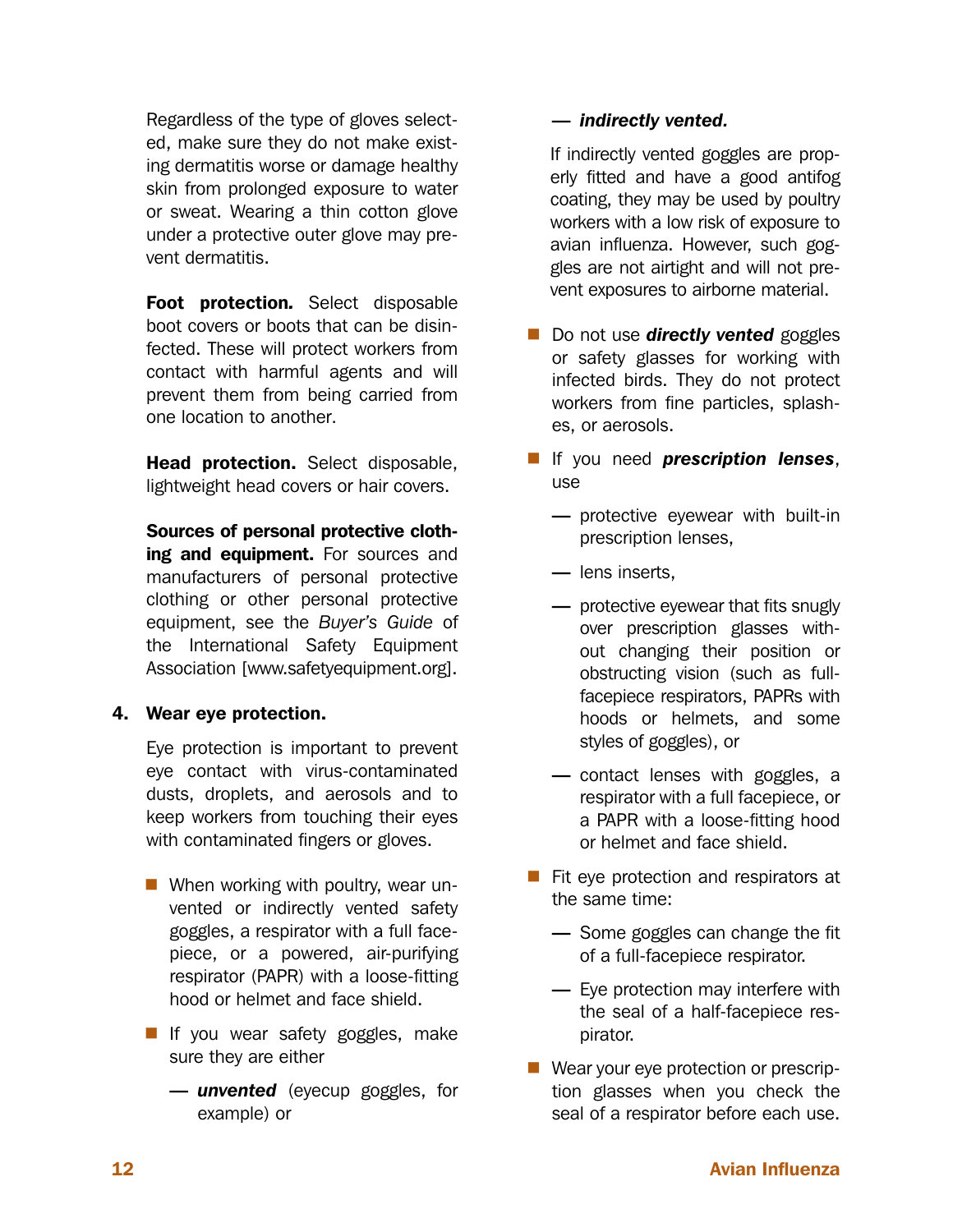Regardless of the type of gloves selected, make sure they do not make existing dermatitis worse or damage healthy skin from prolonged exposure to water or sweat. Wearing a thin cotton glove under a protective outer glove may prevent dermatitis.

**Foot protection.** Select disposable boot covers or boots that can be disinfected. These will protect workers from contact with harmful agents and will prevent them from being carried from one location to another.

**Head protection.** Select disposable, lightweight head covers or hair covers.

**Sources of personal protective clothing and equipment.** For sources and manufacturers of personal protective clothing or other personal protective equipment, see the *Buyer's Guide* of the International Safety Equipment Association [www.safetyequipment.org].

**4. Wear eye protection.**

Eye protection is important to prevent eye contact with virus-contaminated dusts, droplets, and aerosols and to keep workers from touching their eyes with contaminated fingers or gloves.

- When working with poultry, wear unvented or indirectly vented safety goggles, a respirator with a full facepiece, or a powered, air-purifying respirator (PAPR) with a loose-fitting hood or helmet and face shield.
- If you wear safety goggles, make sure they are either
  - ***unvented*** (eyecup goggles, for example) or
  - ***indirectly vented.***

  If indirectly vented goggles are properly fitted and have a good antifog coating, they may be used by poultry workers with a low risk of exposure to avian influenza. However, such goggles are not airtight and will not prevent exposures to airborne material.
- Do not use ***directly vented*** goggles or safety glasses for working with infected birds. They do not protect workers from fine particles, splashes, or aerosols.
- If you need ***prescription lenses***, use
  - protective eyewear with built-in prescription lenses,
  - lens inserts,
  - protective eyewear that fits snugly over prescription glasses without changing their position or obstructing vision (such as full-facepiece respirators, PAPRs with hoods or helmets, and some styles of goggles), or
  - contact lenses with goggles, a respirator with a full facepiece, or a PAPR with a loose-fitting hood or helmet and face shield.
- Fit eye protection and respirators at the same time:
  - Some goggles can change the fit of a full-facepiece respirator.
  - Eye protection may interfere with the seal of a half-facepiece respirator.
- Wear your eye protection or prescription glasses when you check the seal of a respirator before each use.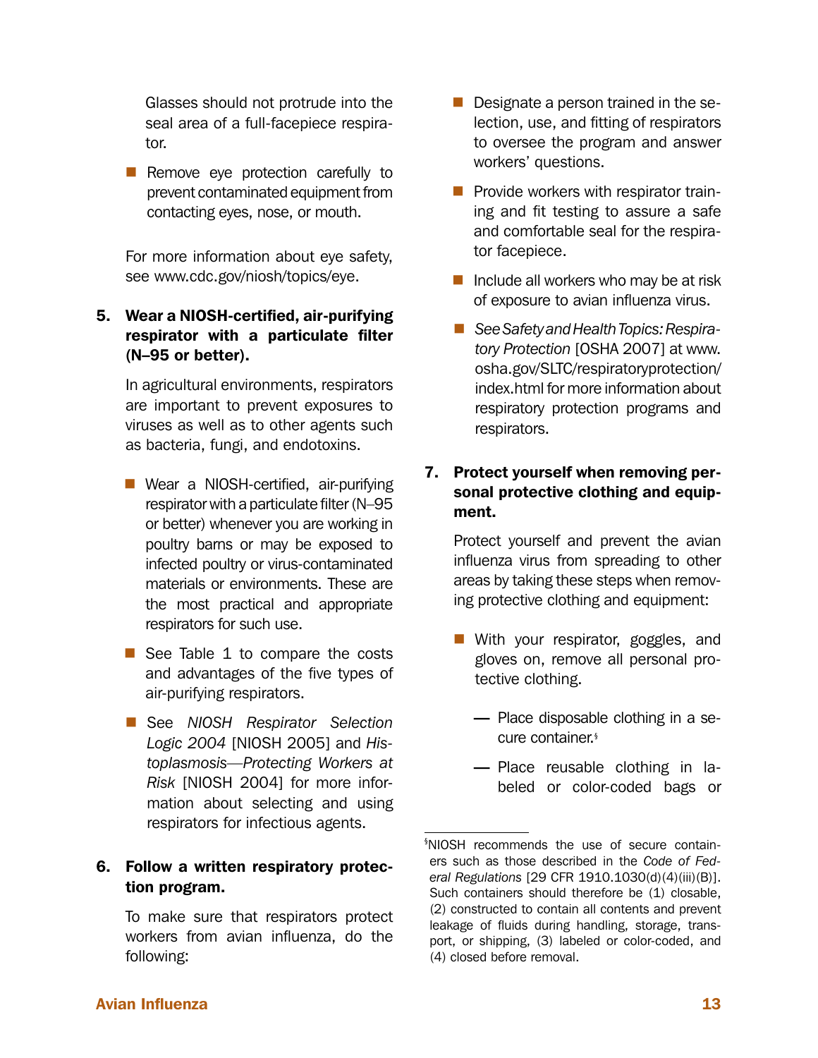Glasses should not protrude into the seal area of a full-facepiece respirator.

- Remove eye protection carefully to prevent contaminated equipment from contacting eyes, nose, or mouth.

For more information about eye safety, see www.cdc.gov/niosh/topics/eye.

### 5. Wear a NIOSH-certified, air-purifying respirator with a particulate filter (N–95 or better).

In agricultural environments, respirators are important to prevent exposures to viruses as well as to other agents such as bacteria, fungi, and endotoxins.

- Wear a NIOSH-certified, air-purifying respirator with a particulate filter (N–95 or better) whenever you are working in poultry barns or may be exposed to infected poultry or virus-contaminated materials or environments. These are the most practical and appropriate respirators for such use.
- See Table 1 to compare the costs and advantages of the five types of air-purifying respirators.
- See *NIOSH Respirator Selection Logic 2004* [NIOSH 2005] and *Histoplasmosis—Protecting Workers at Risk* [NIOSH 2004] for more information about selecting and using respirators for infectious agents.

### 6. Follow a written respiratory protection program.

To make sure that respirators protect workers from avian influenza, do the following:

- Designate a person trained in the selection, use, and fitting of respirators to oversee the program and answer workers' questions.
- Provide workers with respirator training and fit testing to assure a safe and comfortable seal for the respirator facepiece.
- Include all workers who may be at risk of exposure to avian influenza virus.
- *See Safety and Health Topics: Respiratory Protection* [OSHA 2007] at www.osha.gov/SLTC/respiratoryprotection/index.html for more information about respiratory protection programs and respirators.

### 7. Protect yourself when removing personal protective clothing and equipment.

Protect yourself and prevent the avian influenza virus from spreading to other areas by taking these steps when removing protective clothing and equipment:

- With your respirator, goggles, and gloves on, remove all personal protective clothing.
  - — Place disposable clothing in a secure container.[§]
  - — Place reusable clothing in labeled or color-coded bags or

---

[§]NIOSH recommends the use of secure containers such as those described in the *Code of Federal Regulations* [29 CFR 1910.1030(d)(4)(iii)(B)]. Such containers should therefore be (1) closable, (2) constructed to contain all contents and prevent leakage of fluids during handling, storage, transport, or shipping, (3) labeled or color-coded, and (4) closed before removal.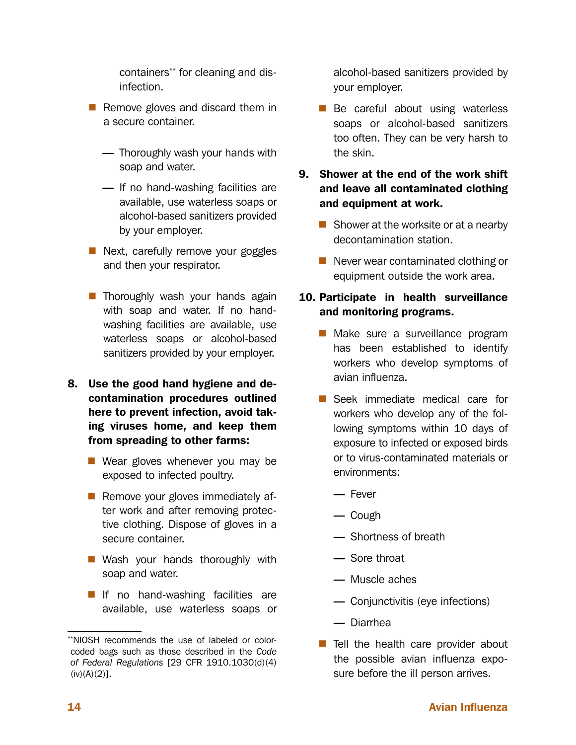containers** for cleaning and disinfection.

- Remove gloves and discard them in a secure container.
  - Thoroughly wash your hands with soap and water.
  - If no hand-washing facilities are available, use waterless soaps or alcohol-based sanitizers provided by your employer.
- Next, carefully remove your goggles and then your respirator.
- Thoroughly wash your hands again with soap and water. If no hand-washing facilities are available, use waterless soaps or alcohol-based sanitizers provided by your employer.

8. **Use the good hand hygiene and decontamination procedures outlined here to prevent infection, avoid taking viruses home, and keep them from spreading to other farms:**

   - Wear gloves whenever you may be exposed to infected poultry.
   - Remove your gloves immediately after work and after removing protective clothing. Dispose of gloves in a secure container.
   - Wash your hands thoroughly with soap and water.
   - If no hand-washing facilities are available, use waterless soaps or alcohol-based sanitizers provided by your employer.
   - Be careful about using waterless soaps or alcohol-based sanitizers too often. They can be very harsh to the skin.

9. **Shower at the end of the work shift and leave all contaminated clothing and equipment at work.**

   - Shower at the worksite or at a nearby decontamination station.
   - Never wear contaminated clothing or equipment outside the work area.

10. **Participate in health surveillance and monitoring programs.**

    - Make sure a surveillance program has been established to identify workers who develop symptoms of avian influenza.
    - Seek immediate medical care for workers who develop any of the following symptoms within 10 days of exposure to infected or exposed birds or to virus-contaminated materials or environments:
      - Fever
      - Cough
      - Shortness of breath
      - Sore throat
      - Muscle aches
      - Conjunctivitis (eye infections)
      - Diarrhea
    - Tell the health care provider about the possible avian influenza exposure before the ill person arrives.

---

**NIOSH recommends the use of labeled or color-coded bags such as those described in the *Code of Federal Regulations* [29 CFR 1910.1030(d)(4)(iv)(A)(2)].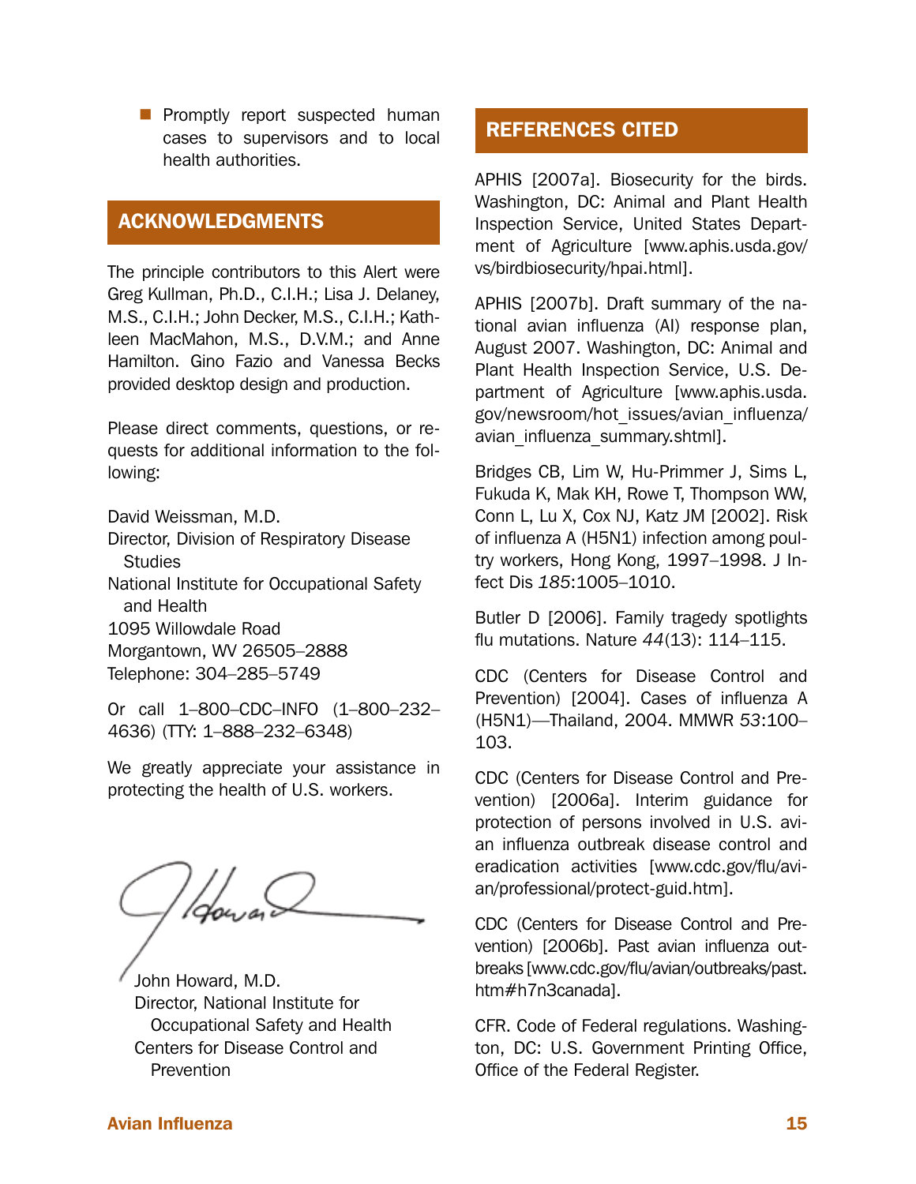- Promptly report suspected human cases to supervisors and to local health authorities.

## ACKNOWLEDGMENTS

The principle contributors to this Alert were Greg Kullman, Ph.D., C.I.H.; Lisa J. Delaney, M.S., C.I.H.; John Decker, M.S., C.I.H.; Kathleen MacMahon, M.S., D.V.M.; and Anne Hamilton. Gino Fazio and Vanessa Becks provided desktop design and production.

Please direct comments, questions, or requests for additional information to the following:

David Weissman, M.D.
Director, Division of Respiratory Disease Studies
National Institute for Occupational Safety and Health
1095 Willowdale Road
Morgantown, WV 26505–2888
Telephone: 304–285–5749

Or call 1–800–CDC–INFO (1–800–232–4636) (TTY: 1–888–232–6348)

We greatly appreciate your assistance in protecting the health of U.S. workers.

John Howard, M.D.
Director, National Institute for Occupational Safety and Health
Centers for Disease Control and Prevention

## REFERENCES CITED

APHIS [2007a]. Biosecurity for the birds. Washington, DC: Animal and Plant Health Inspection Service, United States Department of Agriculture [www.aphis.usda.gov/vs/birdbiosecurity/hpai.html].

APHIS [2007b]. Draft summary of the national avian influenza (AI) response plan, August 2007. Washington, DC: Animal and Plant Health Inspection Service, U.S. Department of Agriculture [www.aphis.usda.gov/newsroom/hot_issues/avian_influenza/avian_influenza_summary.shtml].

Bridges CB, Lim W, Hu-Primmer J, Sims L, Fukuda K, Mak KH, Rowe T, Thompson WW, Conn L, Lu X, Cox NJ, Katz JM [2002]. Risk of influenza A (H5N1) infection among poultry workers, Hong Kong, 1997–1998. J Infect Dis *185*:1005–1010.

Butler D [2006]. Family tragedy spotlights flu mutations. Nature *44*(13): 114–115.

CDC (Centers for Disease Control and Prevention) [2004]. Cases of influenza A (H5N1)—Thailand, 2004. MMWR *53*:100–103.

CDC (Centers for Disease Control and Prevention) [2006a]. Interim guidance for protection of persons involved in U.S. avian influenza outbreak disease control and eradication activities [www.cdc.gov/flu/avian/professional/protect-guid.htm].

CDC (Centers for Disease Control and Prevention) [2006b]. Past avian influenza outbreaks [www.cdc.gov/flu/avian/outbreaks/past.htm#h7n3canada].

CFR. Code of Federal regulations. Washington, DC: U.S. Government Printing Office, Office of the Federal Register.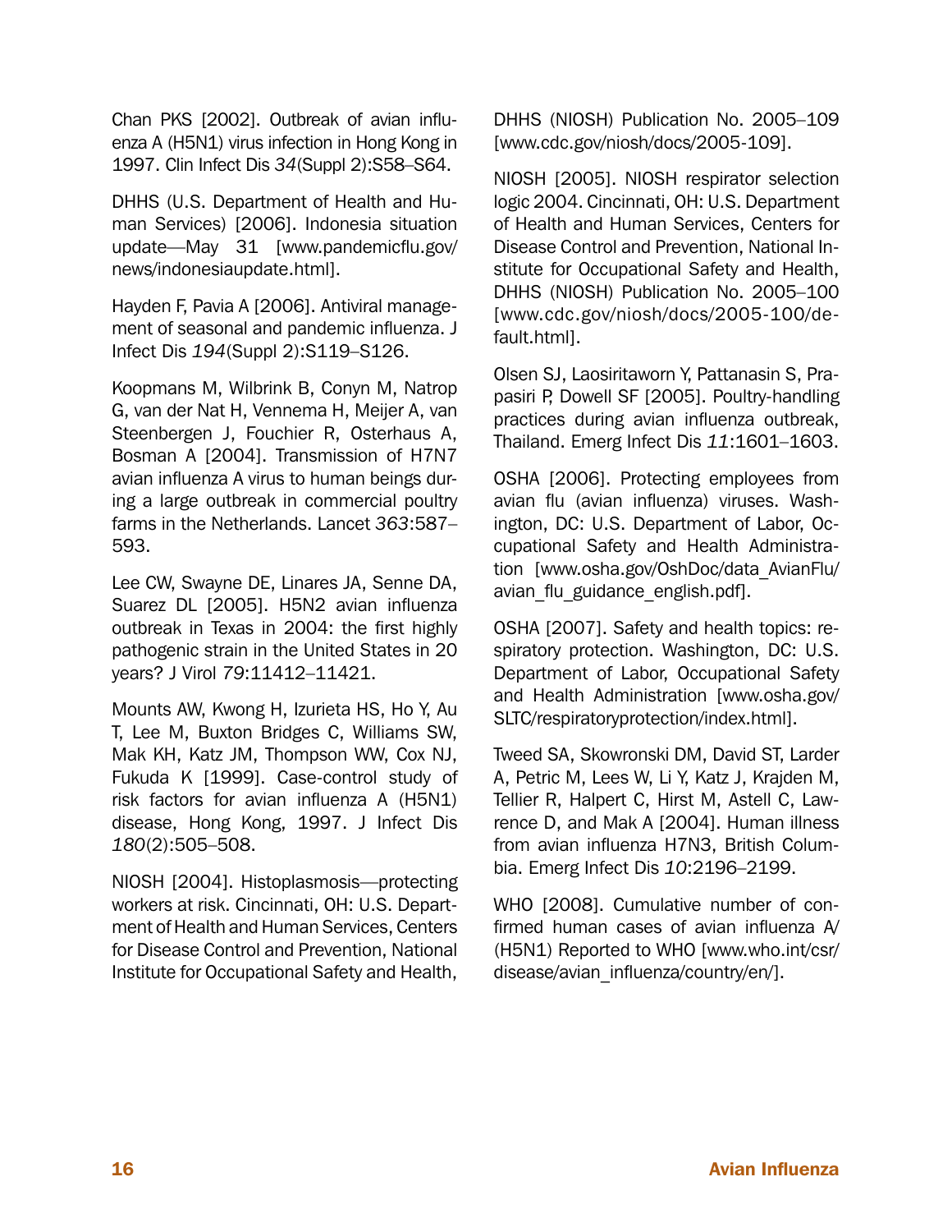Chan PKS [2002]. Outbreak of avian influenza A (H5N1) virus infection in Hong Kong in 1997. Clin Infect Dis *34*(Suppl 2):S58–S64.

DHHS (U.S. Department of Health and Human Services) [2006]. Indonesia situation update—May 31 [www.pandemicflu.gov/news/indonesiaupdate.html].

Hayden F, Pavia A [2006]. Antiviral management of seasonal and pandemic influenza. J Infect Dis *194*(Suppl 2):S119–S126.

Koopmans M, Wilbrink B, Conyn M, Natrop G, van der Nat H, Vennema H, Meijer A, van Steenbergen J, Fouchier R, Osterhaus A, Bosman A [2004]. Transmission of H7N7 avian influenza A virus to human beings during a large outbreak in commercial poultry farms in the Netherlands. Lancet *363*:587–593.

Lee CW, Swayne DE, Linares JA, Senne DA, Suarez DL [2005]. H5N2 avian influenza outbreak in Texas in 2004: the first highly pathogenic strain in the United States in 20 years? J Virol *79*:11412–11421.

Mounts AW, Kwong H, Izurieta HS, Ho Y, Au T, Lee M, Buxton Bridges C, Williams SW, Mak KH, Katz JM, Thompson WW, Cox NJ, Fukuda K [1999]. Case-control study of risk factors for avian influenza A (H5N1) disease, Hong Kong, 1997. J Infect Dis *180*(2):505–508.

NIOSH [2004]. Histoplasmosis—protecting workers at risk. Cincinnati, OH: U.S. Department of Health and Human Services, Centers for Disease Control and Prevention, National Institute for Occupational Safety and Health, DHHS (NIOSH) Publication No. 2005–109 [www.cdc.gov/niosh/docs/2005-109].

NIOSH [2005]. NIOSH respirator selection logic 2004. Cincinnati, OH: U.S. Department of Health and Human Services, Centers for Disease Control and Prevention, National Institute for Occupational Safety and Health, DHHS (NIOSH) Publication No. 2005–100 [www.cdc.gov/niosh/docs/2005-100/default.html].

Olsen SJ, Laosiritaworn Y, Pattanasin S, Prapasiri P, Dowell SF [2005]. Poultry-handling practices during avian influenza outbreak, Thailand. Emerg Infect Dis *11*:1601–1603.

OSHA [2006]. Protecting employees from avian flu (avian influenza) viruses. Washington, DC: U.S. Department of Labor, Occupational Safety and Health Administration [www.osha.gov/OshDoc/data_AvianFlu/avian_flu_guidance_english.pdf].

OSHA [2007]. Safety and health topics: respiratory protection. Washington, DC: U.S. Department of Labor, Occupational Safety and Health Administration [www.osha.gov/SLTC/respiratoryprotection/index.html].

Tweed SA, Skowronski DM, David ST, Larder A, Petric M, Lees W, Li Y, Katz J, Krajden M, Tellier R, Halpert C, Hirst M, Astell C, Lawrence D, and Mak A [2004]. Human illness from avian influenza H7N3, British Columbia. Emerg Infect Dis *10*:2196–2199.

WHO [2008]. Cumulative number of confirmed human cases of avian influenza A/(H5N1) Reported to WHO [www.who.int/csr/disease/avian_influenza/country/en/].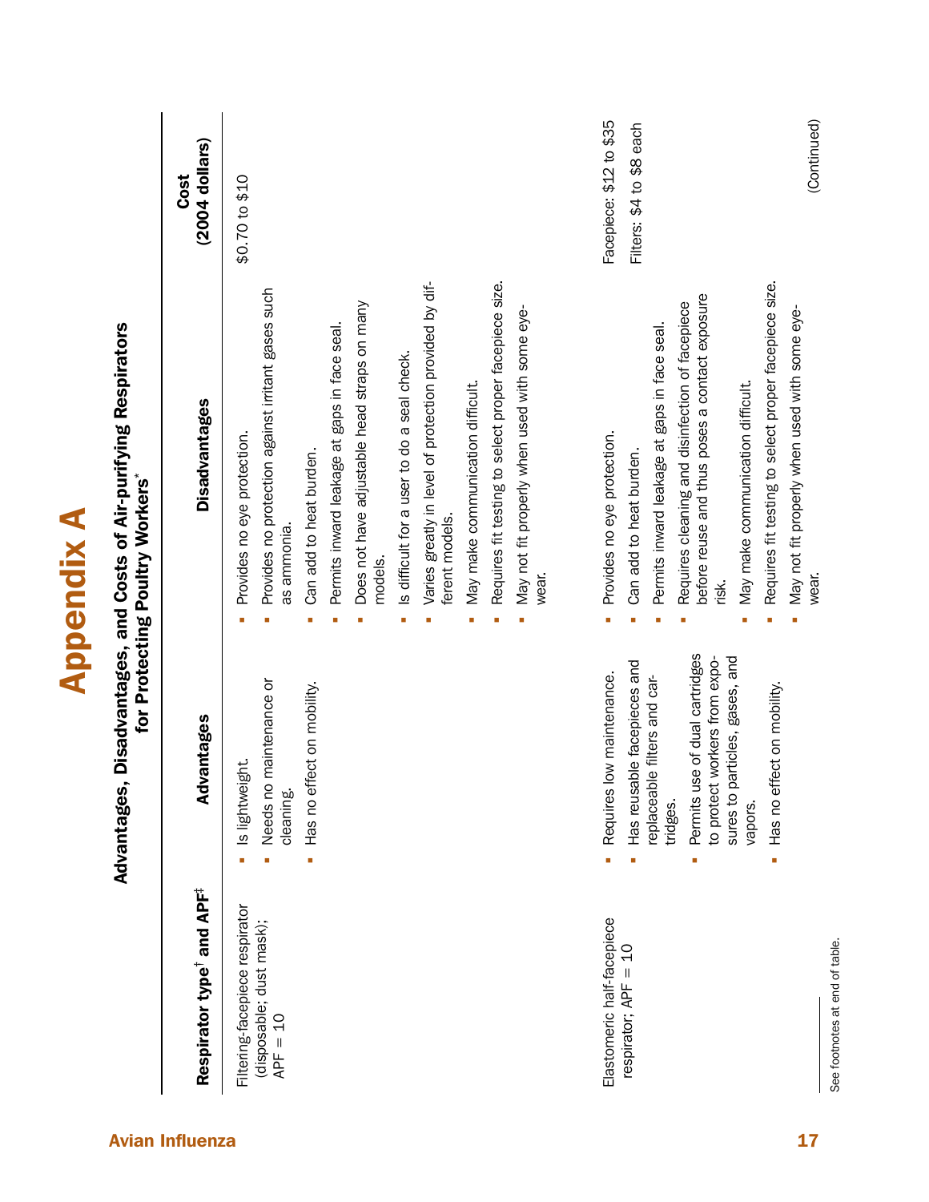# Appendix A

## Advantages, Disadvantages, and Costs of Air-purifying Respirators for Protecting Poultry Workers*

| Respirator type† and APF‡ | Advantages | Disadvantages | Cost (2004 dollars) |
|---|---|---|---|
| Filtering-facepiece respirator (disposable; dust mask); APF = 10 | ▪ Is lightweight.<br>▪ Needs no maintenance or cleaning.<br>▪ Has no effect on mobility. | ▪ Provides no eye protection.<br>▪ Provides no protection against irritant gases such as ammonia.<br>▪ Can add to heat burden.<br>▪ Permits inward leakage at gaps in face seal.<br>▪ Does not have adjustable head straps on many models.<br>▪ Is difficult for a user to do a seal check.<br>▪ Varies greatly in level of protection provided by different models.<br>▪ May make communication difficult.<br>▪ Requires fit testing to select proper facepiece size.<br>▪ May not fit properly when used with some eyewear. | $0.70 to $10 |
| Elastomeric half-facepiece respirator; APF = 10 | ▪ Requires low maintenance.<br>▪ Has reusable facepieces and replaceable filters and cartridges.<br>▪ Permits use of dual cartridges to protect workers from exposures to particles, gases, and vapors.<br>▪ Has no effect on mobility. | ▪ Provides no eye protection.<br>▪ Can add to heat burden.<br>▪ Permits inward leakage at gaps in face seal.<br>▪ Requires cleaning and disinfection of facepiece before reuse and thus poses a contact exposure risk.<br>▪ May make communication difficult.<br>▪ Requires fit testing to select proper facepiece size.<br>▪ May not fit properly when used with some eyewear. | Facepiece: $12 to $35<br><br>Filters: $4 to $8 each |

(Continued)

See footnotes at end of table.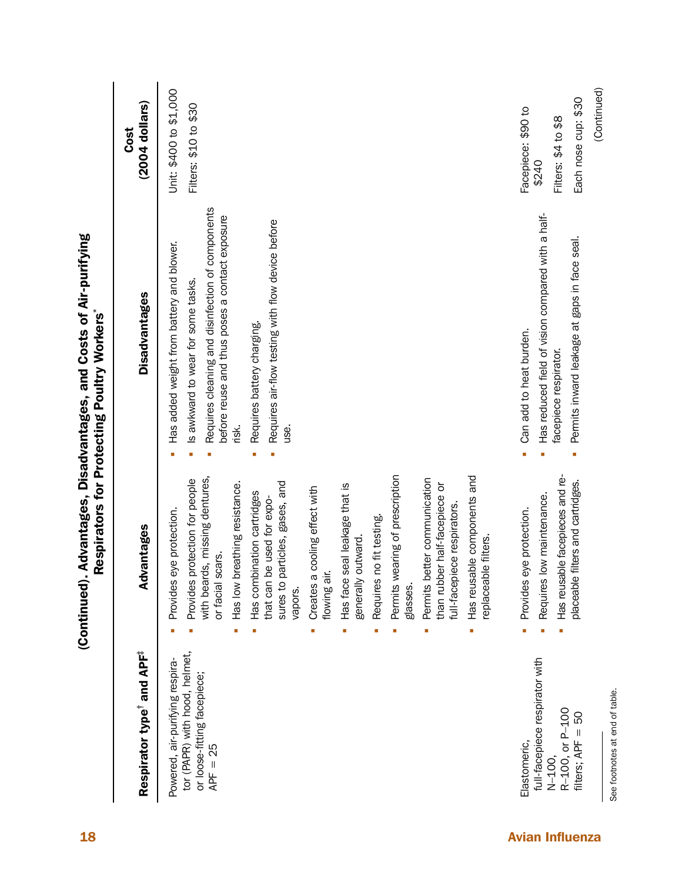## (Continued). Advantages, Disadvantages, and Costs of Air-purifying Respirators for Protecting Poultry Workers*

| Respirator type† and APF‡ | Advantages | Disadvantages | Cost (2004 dollars) |
|---|---|---|---|
| Powered, air-purifying respirator (PAPR) with hood, helmet, or loose-fitting facepiece; APF = 25 | ▪ Provides eye protection.<br>▪ Provides protection for people with beards, missing dentures, or facial scars.<br>▪ Has low breathing resistance.<br>▪ Has combination cartridges that can be used for exposures to particles, gases, and vapors.<br>▪ Creates a cooling effect with flowing air.<br>▪ Has face seal leakage that is generally outward.<br>▪ Requires no fit testing.<br>▪ Permits wearing of prescription glasses.<br>▪ Permits better communication than rubber half-facepiece or full-facepiece respirators.<br>▪ Has reusable components and replaceable filters. | ▪ Has added weight from battery and blower.<br>▪ Is awkward to wear for some tasks.<br>▪ Requires cleaning and disinfection of components before reuse and thus poses a contact exposure risk.<br>▪ Requires battery charging.<br>▪ Requires air-flow testing with flow device before use. | Unit: $400 to $1,000<br>Filters: $10 to $30 |
| Elastomeric, full-facepiece respirator with N–100, R–100, or P–100 filters; APF = 50 | ▪ Provides eye protection.<br>▪ Requires low maintenance.<br>▪ Has reusable facepieces and replaceable filters and cartridges. | ▪ Can add to heat burden.<br>▪ Has reduced field of vision compared with a half-facepiece respirator.<br>▪ Permits inward leakage at gaps in face seal. | Facepiece: $90 to $240<br>Filters: $4 to $8<br>Each nose cup: $30 |

(Continued)

See footnotes at end of table.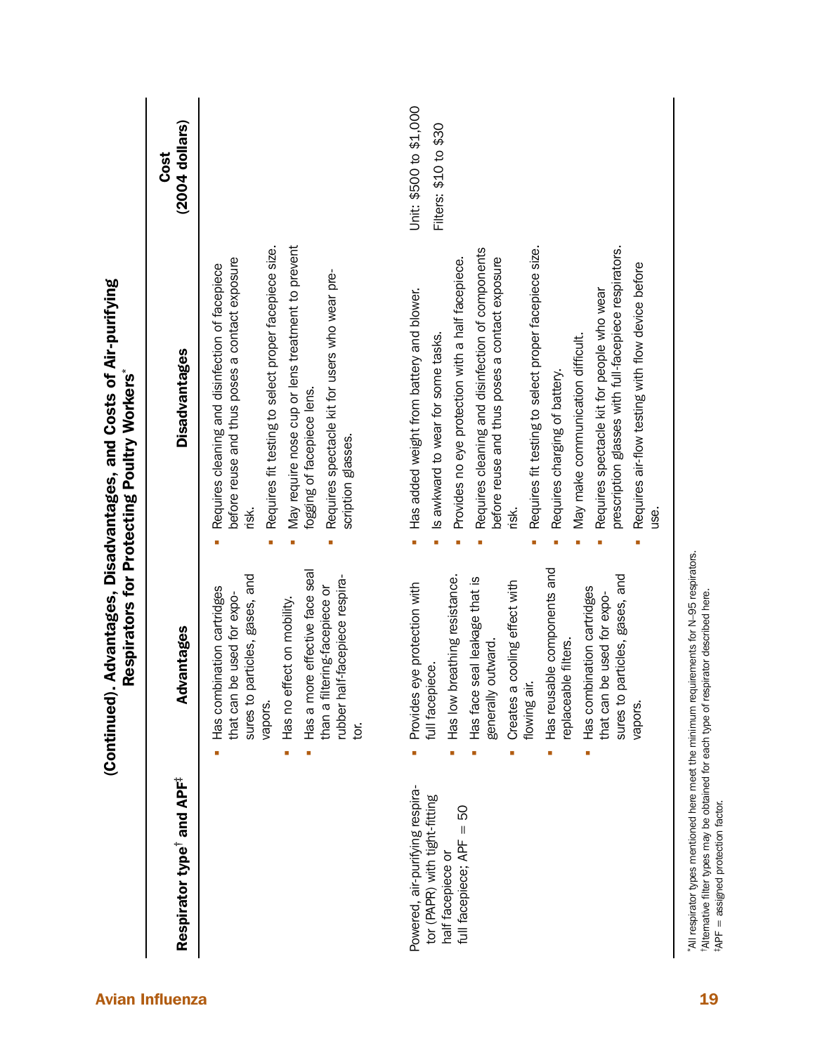## (Continued). Advantages, Disadvantages, and Costs of Air-purifying Respirators for Protecting Poultry Workers*

| Respirator type† and APF‡ | Advantages | Disadvantages | Cost (2004 dollars) |
|---|---|---|---|
| | ■ Has combination cartridges that can be used for exposures to particles, gases, and vapors.<br>■ Has no effect on mobility.<br>■ Has a more effective face seal than a filtering-facepiece or rubber half-facepiece respirator. | ■ Requires cleaning and disinfection of facepiece before reuse and thus poses a contact exposure risk.<br>■ Requires fit testing to select proper facepiece size.<br>■ May require nose cup or lens treatment to prevent fogging of facepiece lens.<br>■ Requires spectacle kit for users who wear prescription glasses. | |
| Powered, air-purifying respirator (PAPR) with tight-fitting half facepiece or full facepiece; APF = 50 | ■ Provides eye protection with full facepiece.<br>■ Has low breathing resistance.<br>■ Has face seal leakage that is generally outward.<br>■ Creates a cooling effect with flowing air.<br>■ Has reusable components and replaceable filters.<br>■ Has combination cartridges that can be used for exposures to particles, gases, and vapors. | ■ Has added weight from battery and blower.<br>■ Is awkward to wear for some tasks.<br>■ Provides no eye protection with a half facepiece.<br>■ Requires cleaning and disinfection of components before reuse and thus poses a contact exposure risk.<br>■ Requires fit testing to select proper facepiece size.<br>■ Requires charging of battery.<br>■ May make communication difficult.<br>■ Requires spectacle kit for people who wear prescription glasses with full-facepiece respirators.<br>■ Requires air-flow testing with flow device before use. | Unit: $500 to $1,000<br>Filters: $10 to $30 |

*All respirator types mentioned here meet the minimum requirements for N-95 respirators.
†Alternative filter types may be obtained for each type of respirator described here.
‡APF = assigned protection factor.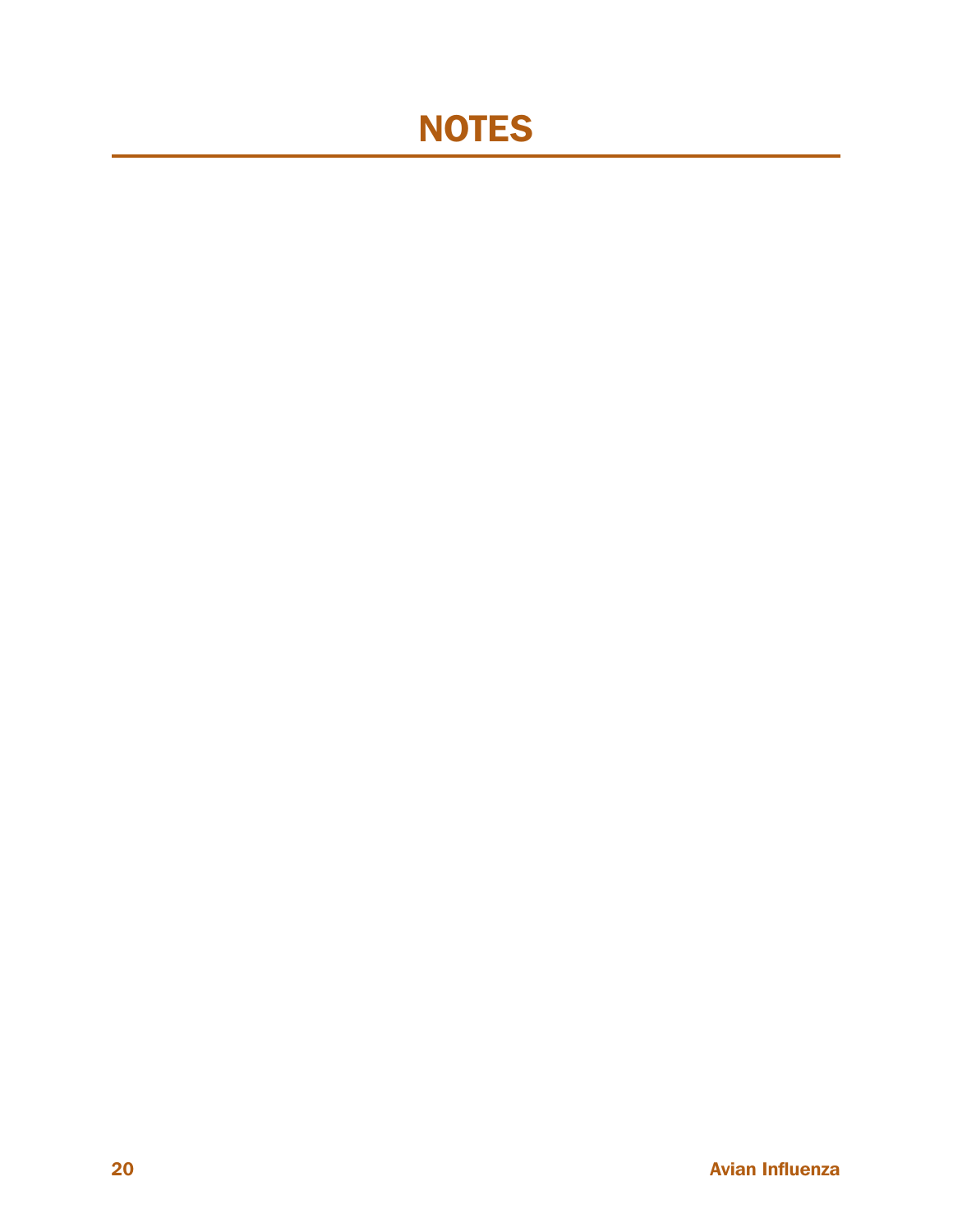# NOTES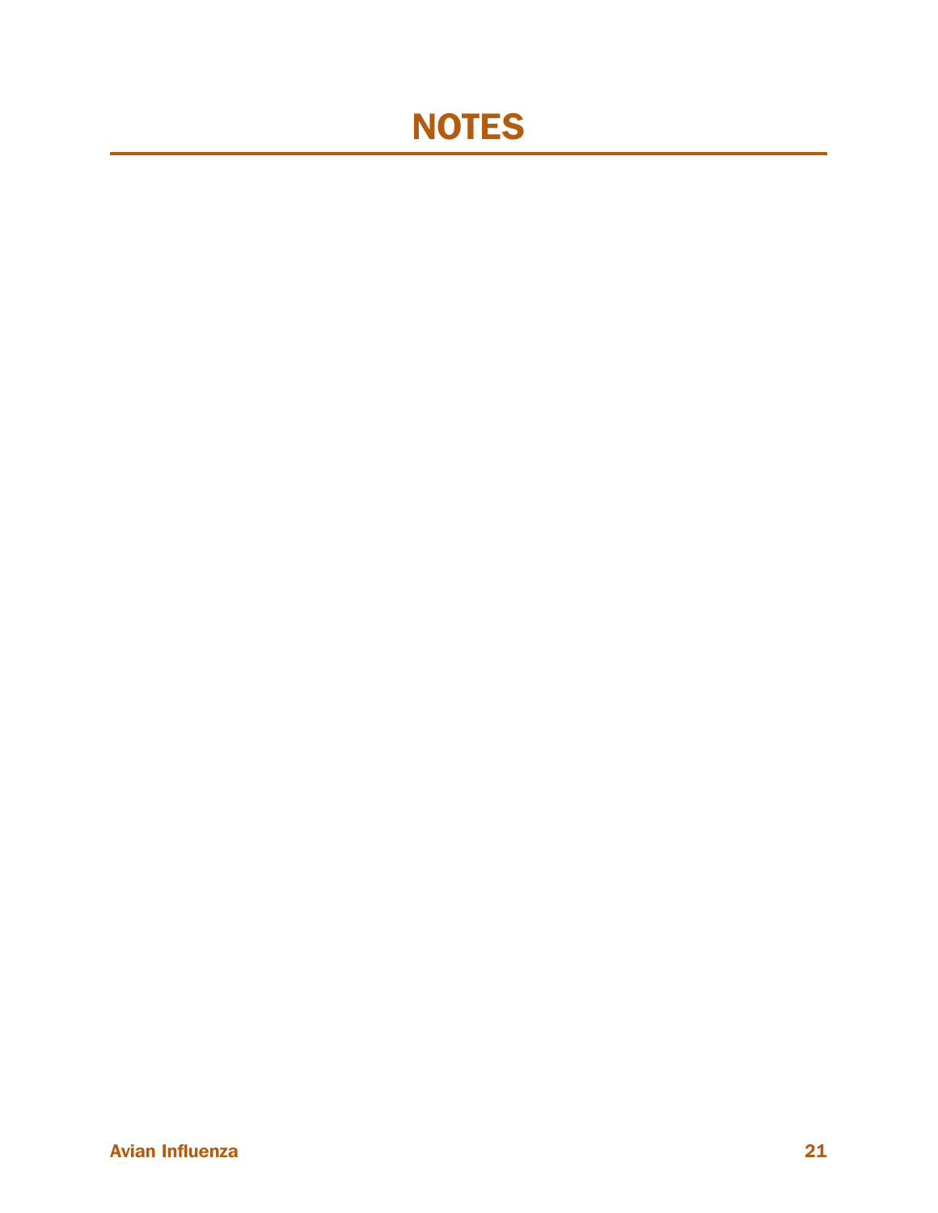# NOTES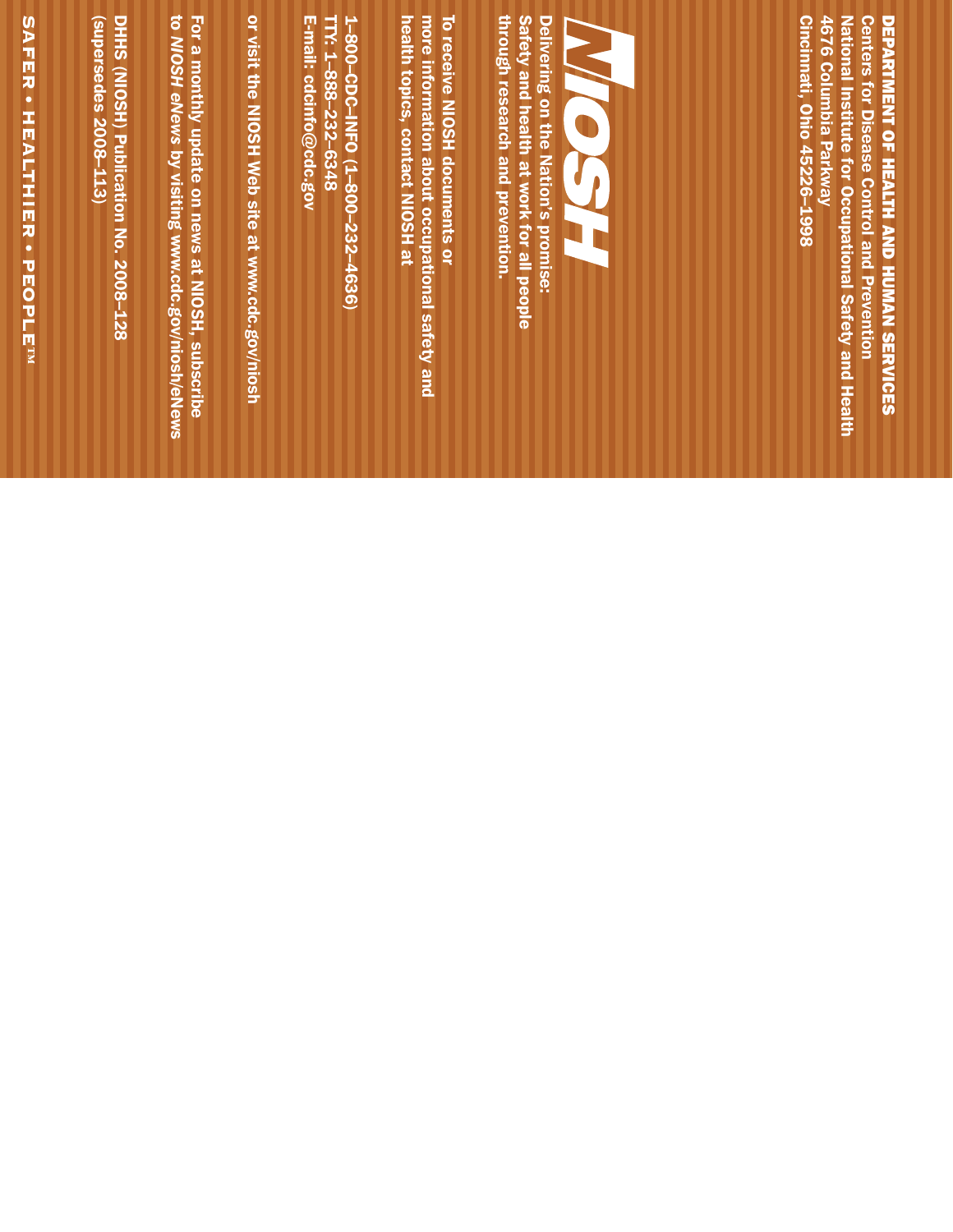**DEPARTMENT OF HEALTH AND HUMAN SERVICES**
**Centers for Disease Control and Prevention**
**National Institute for Occupational Safety and Health**
**4676 Columbia Parkway**
**Cincinnati, Ohio 45226–1998**

**NIOSH**

**Delivering on the Nation's promise:**
**Safety and health at work for all people**
**through research and prevention.**

**To receive NIOSH documents or more information about occupational safety and health topics, contact NIOSH at**

**1–800–CDC–INFO (1–800–232–4636)**
**TTY: 1–888–232–6348**
**E-mail: cdcinfo@cdc.gov**

**or visit the NIOSH Web site at www.cdc.gov/niosh**

**For a monthly update on news at NIOSH, subscribe to *NIOSH eNews* by visiting www.cdc.gov/niosh/eNews**

**DHHS (NIOSH) Publication No. 2008–128**
**(supersedes 2008–113)**

SAFER • HEALTHIER • PEOPLE™